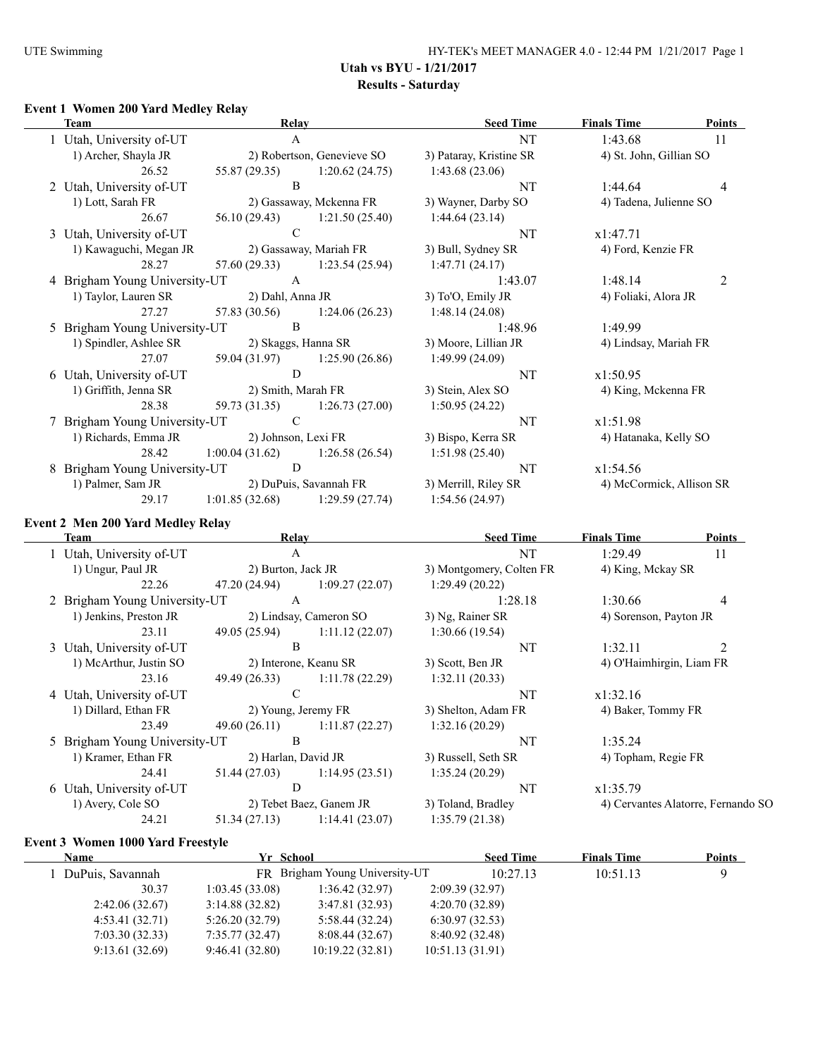## Utah vs BYU - 1/21/2017

### Results - Saturday

#### Event 1 Women 200 Yard Medley Relay

| Team | Relay | Seed Time | Finals Time | Points |
|---|---|---|---|---|
| 1 Utah, University of-UT | A | NT | 1:43.68 | 11 |
| 1) Archer, Shayla JR; 2) Robertson, Genevieve SO; 3) Pataray, Kristine SR; 4) St. John, Gillian SO | | | | |
| 26.52; 55.87 (29.35); 1:20.62 (24.75); 1:43.68 (23.06) | | | | |
| 2 Utah, University of-UT | B | NT | 1:44.64 | 4 |
| 1) Lott, Sarah FR; 2) Gassaway, Mckenna FR; 3) Wayner, Darby SO; 4) Tadena, Julienne SO | | | | |
| 26.67; 56.10 (29.43); 1:21.50 (25.40); 1:44.64 (23.14) | | | | |
| 3 Utah, University of-UT | C | NT | x1:47.71 | |
| 1) Kawaguchi, Megan JR; 2) Gassaway, Mariah FR; 3) Bull, Sydney SR; 4) Ford, Kenzie FR | | | | |
| 28.27; 57.60 (29.33); 1:23.54 (25.94); 1:47.71 (24.17) | | | | |
| 4 Brigham Young University-UT | A | 1:43.07 | 1:48.14 | 2 |
| 1) Taylor, Lauren SR; 2) Dahl, Anna JR; 3) To'O, Emily JR; 4) Foliaki, Alora JR | | | | |
| 27.27; 57.83 (30.56); 1:24.06 (26.23); 1:48.14 (24.08) | | | | |
| 5 Brigham Young University-UT | B | 1:48.96 | 1:49.99 | |
| 1) Spindler, Ashlee SR; 2) Skaggs, Hanna SR; 3) Moore, Lillian JR; 4) Lindsay, Mariah FR | | | | |
| 27.07; 59.04 (31.97); 1:25.90 (26.86); 1:49.99 (24.09) | | | | |
| 6 Utah, University of-UT | D | NT | x1:50.95 | |
| 1) Griffith, Jenna SR; 2) Smith, Marah FR; 3) Stein, Alex SO; 4) King, Mckenna FR | | | | |
| 28.38; 59.73 (31.35); 1:26.73 (27.00); 1:50.95 (24.22) | | | | |
| 7 Brigham Young University-UT | C | NT | x1:51.98 | |
| 1) Richards, Emma JR; 2) Johnson, Lexi FR; 3) Bispo, Kerra SR; 4) Hatanaka, Kelly SO | | | | |
| 28.42; 1:00.04 (31.62); 1:26.58 (26.54); 1:51.98 (25.40) | | | | |
| 8 Brigham Young University-UT | D | NT | x1:54.56 | |
| 1) Palmer, Sam JR; 2) DuPuis, Savannah FR; 3) Merrill, Riley SR; 4) McCormick, Allison SR | | | | |
| 29.17; 1:01.85 (32.68); 1:29.59 (27.74); 1:54.56 (24.97) | | | | |

#### Event 2 Men 200 Yard Medley Relay

| Team | Relay | Seed Time | Finals Time | Points |
|---|---|---|---|---|
| 1 Utah, University of-UT | A | NT | 1:29.49 | 11 |
| 1) Ungur, Paul JR; 2) Burton, Jack JR; 3) Montgomery, Colten FR; 4) King, Mckay SR | | | | |
| 22.26; 47.20 (24.94); 1:09.27 (22.07); 1:29.49 (20.22) | | | | |
| 2 Brigham Young University-UT | A | 1:28.18 | 1:30.66 | 4 |
| 1) Jenkins, Preston JR; 2) Lindsay, Cameron SO; 3) Ng, Rainer SR; 4) Sorenson, Payton JR | | | | |
| 23.11; 49.05 (25.94); 1:11.12 (22.07); 1:30.66 (19.54) | | | | |
| 3 Utah, University of-UT | B | NT | 1:32.11 | 2 |
| 1) McArthur, Justin SO; 2) Interone, Keanu SR; 3) Scott, Ben JR; 4) O'Haimhirgin, Liam FR | | | | |
| 23.16; 49.49 (26.33); 1:11.78 (22.29); 1:32.11 (20.33) | | | | |
| 4 Utah, University of-UT | C | NT | x1:32.16 | |
| 1) Dillard, Ethan FR; 2) Young, Jeremy FR; 3) Shelton, Adam FR; 4) Baker, Tommy FR | | | | |
| 23.49; 49.60 (26.11); 1:11.87 (22.27); 1:32.16 (20.29) | | | | |
| 5 Brigham Young University-UT | B | NT | 1:35.24 | |
| 1) Kramer, Ethan FR; 2) Harlan, David JR; 3) Russell, Seth SR; 4) Topham, Regie FR | | | | |
| 24.41; 51.44 (27.03); 1:14.95 (23.51); 1:35.24 (20.29) | | | | |
| 6 Utah, University of-UT | D | NT | x1:35.79 | |
| 1) Avery, Cole SO; 2) Tebet Baez, Ganem JR; 3) Toland, Bradley; 4) Cervantes Alatorre, Fernando SO | | | | |
| 24.21; 51.34 (27.13); 1:14.41 (23.07); 1:35.79 (21.38) | | | | |

#### Event 3 Women 1000 Yard Freestyle

| Name | Yr | School | Seed Time | Finals Time | Points |
|---|---|---|---|---|---|
| 1 DuPuis, Savannah | FR | Brigham Young University-UT | 10:27.13 | 10:51.13 | 9 |
| 30.37; 1:03.45 (33.08); 1:36.42 (32.97); 2:09.39 (32.97) | | | | | |
| 2:42.06 (32.67); 3:14.88 (32.82); 3:47.81 (32.93); 4:20.70 (32.89) | | | | | |
| 4:53.41 (32.71); 5:26.20 (32.79); 5:58.44 (32.24); 6:30.97 (32.53) | | | | | |
| 7:03.30 (32.33); 7:35.77 (32.47); 8:08.44 (32.67); 8:40.92 (32.48) | | | | | |
| 9:13.61 (32.69); 9:46.41 (32.80); 10:19.22 (32.81); 10:51.13 (31.91) | | | | | |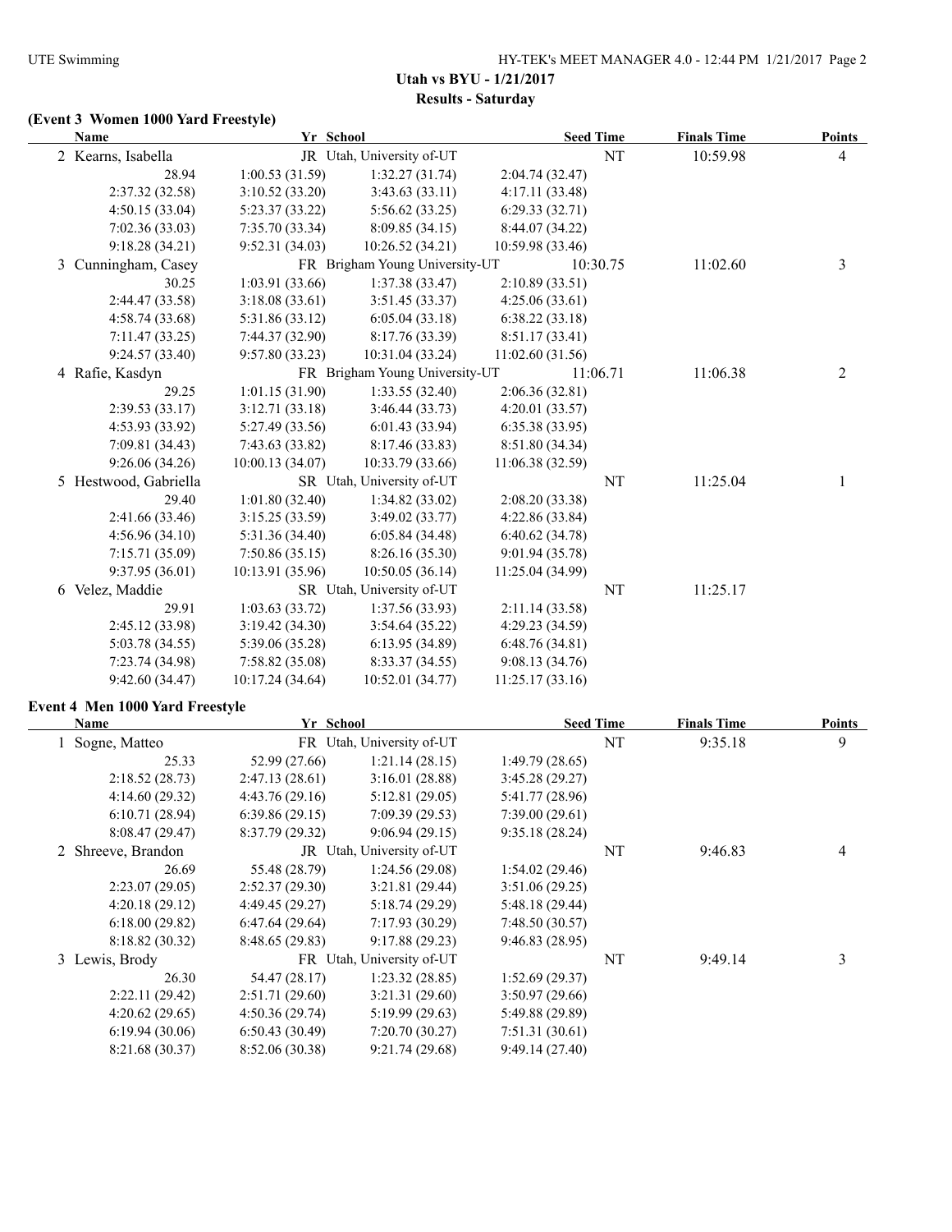**Utah vs BYU - 1/21/2017**

**Results - Saturday**

### (Event 3 Women 1000 Yard Freestyle)

| Name | Yr | School | Seed Time | Finals Time | Points |
|---|---|---|---|---|---|
| 2 Kearns, Isabella | JR | Utah, University of-UT | NT | 10:59.98 | 4 |
| 28.94 | 1:00.53 (31.59) | 1:32.27 (31.74) | 2:04.74 (32.47) | | |
| 2:37.32 (32.58) | 3:10.52 (33.20) | 3:43.63 (33.11) | 4:17.11 (33.48) | | |
| 4:50.15 (33.04) | 5:23.37 (33.22) | 5:56.62 (33.25) | 6:29.33 (32.71) | | |
| 7:02.36 (33.03) | 7:35.70 (33.34) | 8:09.85 (34.15) | 8:44.07 (34.22) | | |
| 9:18.28 (34.21) | 9:52.31 (34.03) | 10:26.52 (34.21) | 10:59.98 (33.46) | | |
| 3 Cunningham, Casey | FR | Brigham Young University-UT | 10:30.75 | 11:02.60 | 3 |
| 30.25 | 1:03.91 (33.66) | 1:37.38 (33.47) | 2:10.89 (33.51) | | |
| 2:44.47 (33.58) | 3:18.08 (33.61) | 3:51.45 (33.37) | 4:25.06 (33.61) | | |
| 4:58.74 (33.68) | 5:31.86 (33.12) | 6:05.04 (33.18) | 6:38.22 (33.18) | | |
| 7:11.47 (33.25) | 7:44.37 (32.90) | 8:17.76 (33.39) | 8:51.17 (33.41) | | |
| 9:24.57 (33.40) | 9:57.80 (33.23) | 10:31.04 (33.24) | 11:02.60 (31.56) | | |
| 4 Rafie, Kasdyn | FR | Brigham Young University-UT | 11:06.71 | 11:06.38 | 2 |
| 29.25 | 1:01.15 (31.90) | 1:33.55 (32.40) | 2:06.36 (32.81) | | |
| 2:39.53 (33.17) | 3:12.71 (33.18) | 3:46.44 (33.73) | 4:20.01 (33.57) | | |
| 4:53.93 (33.92) | 5:27.49 (33.56) | 6:01.43 (33.94) | 6:35.38 (33.95) | | |
| 7:09.81 (34.43) | 7:43.63 (33.82) | 8:17.46 (33.83) | 8:51.80 (34.34) | | |
| 9:26.06 (34.26) | 10:00.13 (34.07) | 10:33.79 (33.66) | 11:06.38 (32.59) | | |
| 5 Hestwood, Gabriella | SR | Utah, University of-UT | NT | 11:25.04 | 1 |
| 29.40 | 1:01.80 (32.40) | 1:34.82 (33.02) | 2:08.20 (33.38) | | |
| 2:41.66 (33.46) | 3:15.25 (33.59) | 3:49.02 (33.77) | 4:22.86 (33.84) | | |
| 4:56.96 (34.10) | 5:31.36 (34.40) | 6:05.84 (34.48) | 6:40.62 (34.78) | | |
| 7:15.71 (35.09) | 7:50.86 (35.15) | 8:26.16 (35.30) | 9:01.94 (35.78) | | |
| 9:37.95 (36.01) | 10:13.91 (35.96) | 10:50.05 (36.14) | 11:25.04 (34.99) | | |
| 6 Velez, Maddie | SR | Utah, University of-UT | NT | 11:25.17 | |
| 29.91 | 1:03.63 (33.72) | 1:37.56 (33.93) | 2:11.14 (33.58) | | |
| 2:45.12 (33.98) | 3:19.42 (34.30) | 3:54.64 (35.22) | 4:29.23 (34.59) | | |
| 5:03.78 (34.55) | 5:39.06 (35.28) | 6:13.95 (34.89) | 6:48.76 (34.81) | | |
| 7:23.74 (34.98) | 7:58.82 (35.08) | 8:33.37 (34.55) | 9:08.13 (34.76) | | |
| 9:42.60 (34.47) | 10:17.24 (34.64) | 10:52.01 (34.77) | 11:25.17 (33.16) | | |

### Event 4 Men 1000 Yard Freestyle

| Name | Yr | School | Seed Time | Finals Time | Points |
|---|---|---|---|---|---|
| 1 Sogne, Matteo | FR | Utah, University of-UT | NT | 9:35.18 | 9 |
| 25.33 | 52.99 (27.66) | 1:21.14 (28.15) | 1:49.79 (28.65) | | |
| 2:18.52 (28.73) | 2:47.13 (28.61) | 3:16.01 (28.88) | 3:45.28 (29.27) | | |
| 4:14.60 (29.32) | 4:43.76 (29.16) | 5:12.81 (29.05) | 5:41.77 (28.96) | | |
| 6:10.71 (28.94) | 6:39.86 (29.15) | 7:09.39 (29.53) | 7:39.00 (29.61) | | |
| 8:08.47 (29.47) | 8:37.79 (29.32) | 9:06.94 (29.15) | 9:35.18 (28.24) | | |
| 2 Shreeve, Brandon | JR | Utah, University of-UT | NT | 9:46.83 | 4 |
| 26.69 | 55.48 (28.79) | 1:24.56 (29.08) | 1:54.02 (29.46) | | |
| 2:23.07 (29.05) | 2:52.37 (29.30) | 3:21.81 (29.44) | 3:51.06 (29.25) | | |
| 4:20.18 (29.12) | 4:49.45 (29.27) | 5:18.74 (29.29) | 5:48.18 (29.44) | | |
| 6:18.00 (29.82) | 6:47.64 (29.64) | 7:17.93 (30.29) | 7:48.50 (30.57) | | |
| 8:18.82 (30.32) | 8:48.65 (29.83) | 9:17.88 (29.23) | 9:46.83 (28.95) | | |
| 3 Lewis, Brody | FR | Utah, University of-UT | NT | 9:49.14 | 3 |
| 26.30 | 54.47 (28.17) | 1:23.32 (28.85) | 1:52.69 (29.37) | | |
| 2:22.11 (29.42) | 2:51.71 (29.60) | 3:21.31 (29.60) | 3:50.97 (29.66) | | |
| 4:20.62 (29.65) | 4:50.36 (29.74) | 5:19.99 (29.63) | 5:49.88 (29.89) | | |
| 6:19.94 (30.06) | 6:50.43 (30.49) | 7:20.70 (30.27) | 7:51.31 (30.61) | | |
| 8:21.68 (30.37) | 8:52.06 (30.38) | 9:21.74 (29.68) | 9:49.14 (27.40) | | |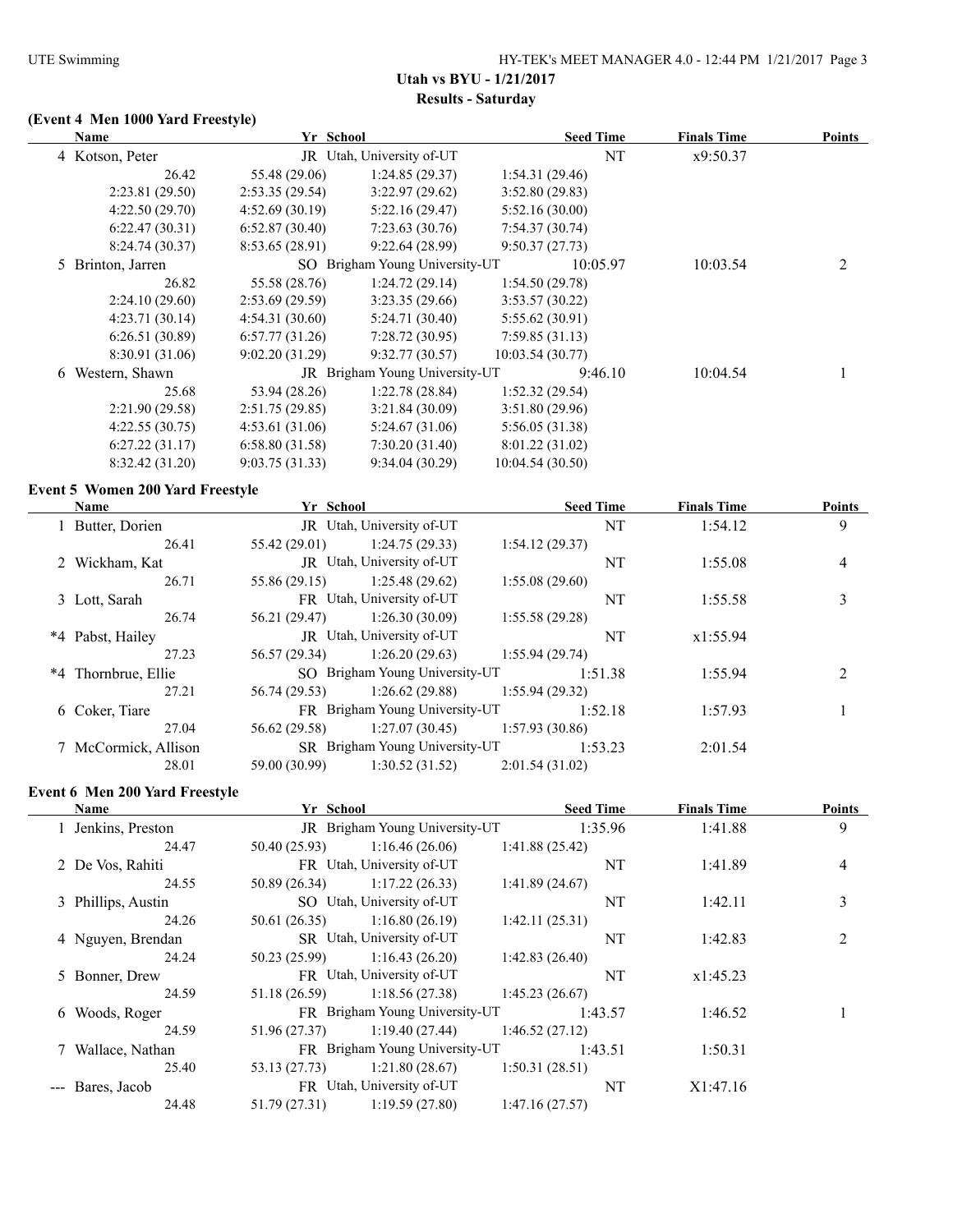## Utah vs BYU - 1/21/2017

### Results - Saturday

#### (Event 4 Men 1000 Yard Freestyle)

| Name | Yr | School | Seed Time | Finals Time | Points |
|---|---|---|---|---|---|
| 4 Kotson, Peter | JR | Utah, University of-UT | NT | x9:50.37 | |
| 26.42 | 55.48 (29.06) | 1:24.85 (29.37) | 1:54.31 (29.46) | | |
| 2:23.81 (29.50) | 2:53.35 (29.54) | 3:22.97 (29.62) | 3:52.80 (29.83) | | |
| 4:22.50 (29.70) | 4:52.69 (30.19) | 5:22.16 (29.47) | 5:52.16 (30.00) | | |
| 6:22.47 (30.31) | 6:52.87 (30.40) | 7:23.63 (30.76) | 7:54.37 (30.74) | | |
| 8:24.74 (30.37) | 8:53.65 (28.91) | 9:22.64 (28.99) | 9:50.37 (27.73) | | |
| 5 Brinton, Jarren | SO | Brigham Young University-UT | 10:05.97 | 10:03.54 | 2 |
| 26.82 | 55.58 (28.76) | 1:24.72 (29.14) | 1:54.50 (29.78) | | |
| 2:24.10 (29.60) | 2:53.69 (29.59) | 3:23.35 (29.66) | 3:53.57 (30.22) | | |
| 4:23.71 (30.14) | 4:54.31 (30.60) | 5:24.71 (30.40) | 5:55.62 (30.91) | | |
| 6:26.51 (30.89) | 6:57.77 (31.26) | 7:28.72 (30.95) | 7:59.85 (31.13) | | |
| 8:30.91 (31.06) | 9:02.20 (31.29) | 9:32.77 (30.57) | 10:03.54 (30.77) | | |
| 6 Western, Shawn | JR | Brigham Young University-UT | 9:46.10 | 10:04.54 | 1 |
| 25.68 | 53.94 (28.26) | 1:22.78 (28.84) | 1:52.32 (29.54) | | |
| 2:21.90 (29.58) | 2:51.75 (29.85) | 3:21.84 (30.09) | 3:51.80 (29.96) | | |
| 4:22.55 (30.75) | 4:53.61 (31.06) | 5:24.67 (31.06) | 5:56.05 (31.38) | | |
| 6:27.22 (31.17) | 6:58.80 (31.58) | 7:30.20 (31.40) | 8:01.22 (31.02) | | |
| 8:32.42 (31.20) | 9:03.75 (31.33) | 9:34.04 (30.29) | 10:04.54 (30.50) | | |

#### Event 5 Women 200 Yard Freestyle

| Name | Yr | School | Seed Time | Finals Time | Points |
|---|---|---|---|---|---|
| 1 Butter, Dorien | JR | Utah, University of-UT | NT | 1:54.12 | 9 |
| 26.41 | 55.42 (29.01) | 1:24.75 (29.33) | 1:54.12 (29.37) | | |
| 2 Wickham, Kat | JR | Utah, University of-UT | NT | 1:55.08 | 4 |
| 26.71 | 55.86 (29.15) | 1:25.48 (29.62) | 1:55.08 (29.60) | | |
| 3 Lott, Sarah | FR | Utah, University of-UT | NT | 1:55.58 | 3 |
| 26.74 | 56.21 (29.47) | 1:26.30 (30.09) | 1:55.58 (29.28) | | |
| *4 Pabst, Hailey | JR | Utah, University of-UT | NT | x1:55.94 | |
| 27.23 | 56.57 (29.34) | 1:26.20 (29.63) | 1:55.94 (29.74) | | |
| *4 Thornbrue, Ellie | SO | Brigham Young University-UT | 1:51.38 | 1:55.94 | 2 |
| 27.21 | 56.74 (29.53) | 1:26.62 (29.88) | 1:55.94 (29.32) | | |
| 6 Coker, Tiare | FR | Brigham Young University-UT | 1:52.18 | 1:57.93 | 1 |
| 27.04 | 56.62 (29.58) | 1:27.07 (30.45) | 1:57.93 (30.86) | | |
| 7 McCormick, Allison | SR | Brigham Young University-UT | 1:53.23 | 2:01.54 | |
| 28.01 | 59.00 (30.99) | 1:30.52 (31.52) | 2:01.54 (31.02) | | |

#### Event 6 Men 200 Yard Freestyle

| Name | Yr | School | Seed Time | Finals Time | Points |
|---|---|---|---|---|---|
| 1 Jenkins, Preston | JR | Brigham Young University-UT | 1:35.96 | 1:41.88 | 9 |
| 24.47 | 50.40 (25.93) | 1:16.46 (26.06) | 1:41.88 (25.42) | | |
| 2 De Vos, Rahiti | FR | Utah, University of-UT | NT | 1:41.89 | 4 |
| 24.55 | 50.89 (26.34) | 1:17.22 (26.33) | 1:41.89 (24.67) | | |
| 3 Phillips, Austin | SO | Utah, University of-UT | NT | 1:42.11 | 3 |
| 24.26 | 50.61 (26.35) | 1:16.80 (26.19) | 1:42.11 (25.31) | | |
| 4 Nguyen, Brendan | SR | Utah, University of-UT | NT | 1:42.83 | 2 |
| 24.24 | 50.23 (25.99) | 1:16.43 (26.20) | 1:42.83 (26.40) | | |
| 5 Bonner, Drew | FR | Utah, University of-UT | NT | x1:45.23 | |
| 24.59 | 51.18 (26.59) | 1:18.56 (27.38) | 1:45.23 (26.67) | | |
| 6 Woods, Roger | FR | Brigham Young University-UT | 1:43.57 | 1:46.52 | 1 |
| 24.59 | 51.96 (27.37) | 1:19.40 (27.44) | 1:46.52 (27.12) | | |
| 7 Wallace, Nathan | FR | Brigham Young University-UT | 1:43.51 | 1:50.31 | |
| 25.40 | 53.13 (27.73) | 1:21.80 (28.67) | 1:50.31 (28.51) | | |
| --- Bares, Jacob | FR | Utah, University of-UT | NT | X1:47.16 | |
| 24.48 | 51.79 (27.31) | 1:19.59 (27.80) | 1:47.16 (27.57) | | |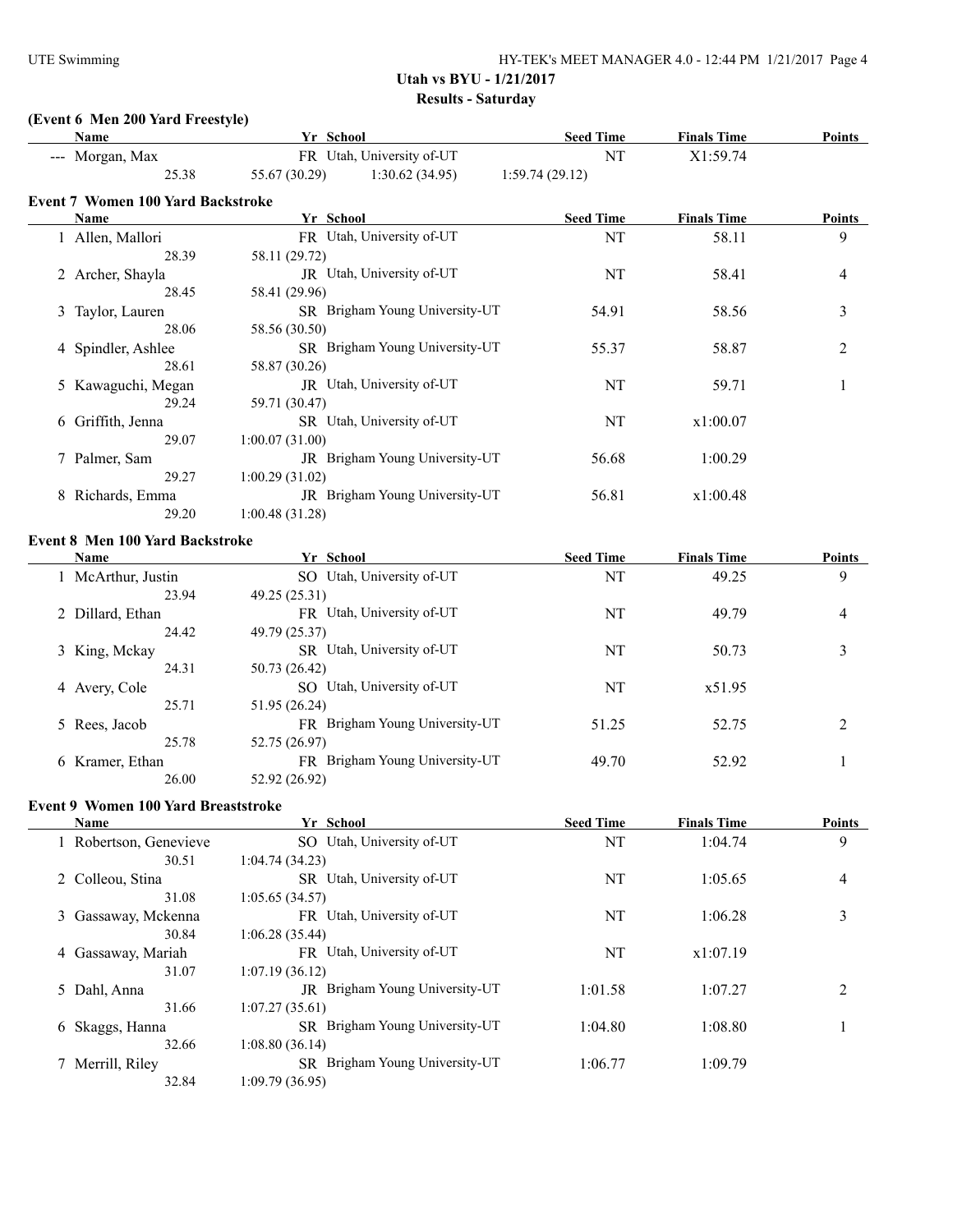## Utah vs BYU - 1/21/2017

### Results - Saturday

### (Event 6 Men 200 Yard Freestyle)

| | Name | Yr | School | Seed Time | Finals Time | Points |
|---|---|---|---|---|---|---|
| --- | Morgan, Max | FR | Utah, University of-UT | NT | X1:59.74 | |
| | 25.38 | 55.67 (30.29) | 1:30.62 (34.95) | 1:59.74 (29.12) | | |

### Event 7 Women 100 Yard Backstroke

| | Name | Yr | School | Seed Time | Finals Time | Points |
|---|---|---|---|---|---|---|
| 1 | Allen, Mallori | FR | Utah, University of-UT | NT | 58.11 | 9 |
| | 28.39 | 58.11 (29.72) | | | | |
| 2 | Archer, Shayla | JR | Utah, University of-UT | NT | 58.41 | 4 |
| | 28.45 | 58.41 (29.96) | | | | |
| 3 | Taylor, Lauren | SR | Brigham Young University-UT | 54.91 | 58.56 | 3 |
| | 28.06 | 58.56 (30.50) | | | | |
| 4 | Spindler, Ashlee | SR | Brigham Young University-UT | 55.37 | 58.87 | 2 |
| | 28.61 | 58.87 (30.26) | | | | |
| 5 | Kawaguchi, Megan | JR | Utah, University of-UT | NT | 59.71 | 1 |
| | 29.24 | 59.71 (30.47) | | | | |
| 6 | Griffith, Jenna | SR | Utah, University of-UT | NT | x1:00.07 | |
| | 29.07 | 1:00.07 (31.00) | | | | |
| 7 | Palmer, Sam | JR | Brigham Young University-UT | 56.68 | 1:00.29 | |
| | 29.27 | 1:00.29 (31.02) | | | | |
| 8 | Richards, Emma | JR | Brigham Young University-UT | 56.81 | x1:00.48 | |
| | 29.20 | 1:00.48 (31.28) | | | | |

### Event 8 Men 100 Yard Backstroke

| | Name | Yr | School | Seed Time | Finals Time | Points |
|---|---|---|---|---|---|---|
| 1 | McArthur, Justin | SO | Utah, University of-UT | NT | 49.25 | 9 |
| | 23.94 | 49.25 (25.31) | | | | |
| 2 | Dillard, Ethan | FR | Utah, University of-UT | NT | 49.79 | 4 |
| | 24.42 | 49.79 (25.37) | | | | |
| 3 | King, Mckay | SR | Utah, University of-UT | NT | 50.73 | 3 |
| | 24.31 | 50.73 (26.42) | | | | |
| 4 | Avery, Cole | SO | Utah, University of-UT | NT | x51.95 | |
| | 25.71 | 51.95 (26.24) | | | | |
| 5 | Rees, Jacob | FR | Brigham Young University-UT | 51.25 | 52.75 | 2 |
| | 25.78 | 52.75 (26.97) | | | | |
| 6 | Kramer, Ethan | FR | Brigham Young University-UT | 49.70 | 52.92 | 1 |
| | 26.00 | 52.92 (26.92) | | | | |

### Event 9 Women 100 Yard Breaststroke

| | Name | Yr | School | Seed Time | Finals Time | Points |
|---|---|---|---|---|---|---|
| 1 | Robertson, Genevieve | SO | Utah, University of-UT | NT | 1:04.74 | 9 |
| | 30.51 | 1:04.74 (34.23) | | | | |
| 2 | Colleou, Stina | SR | Utah, University of-UT | NT | 1:05.65 | 4 |
| | 31.08 | 1:05.65 (34.57) | | | | |
| 3 | Gassaway, Mckenna | FR | Utah, University of-UT | NT | 1:06.28 | 3 |
| | 30.84 | 1:06.28 (35.44) | | | | |
| 4 | Gassaway, Mariah | FR | Utah, University of-UT | NT | x1:07.19 | |
| | 31.07 | 1:07.19 (36.12) | | | | |
| 5 | Dahl, Anna | JR | Brigham Young University-UT | 1:01.58 | 1:07.27 | 2 |
| | 31.66 | 1:07.27 (35.61) | | | | |
| 6 | Skaggs, Hanna | SR | Brigham Young University-UT | 1:04.80 | 1:08.80 | 1 |
| | 32.66 | 1:08.80 (36.14) | | | | |
| 7 | Merrill, Riley | SR | Brigham Young University-UT | 1:06.77 | 1:09.79 | |
| | 32.84 | 1:09.79 (36.95) | | | | |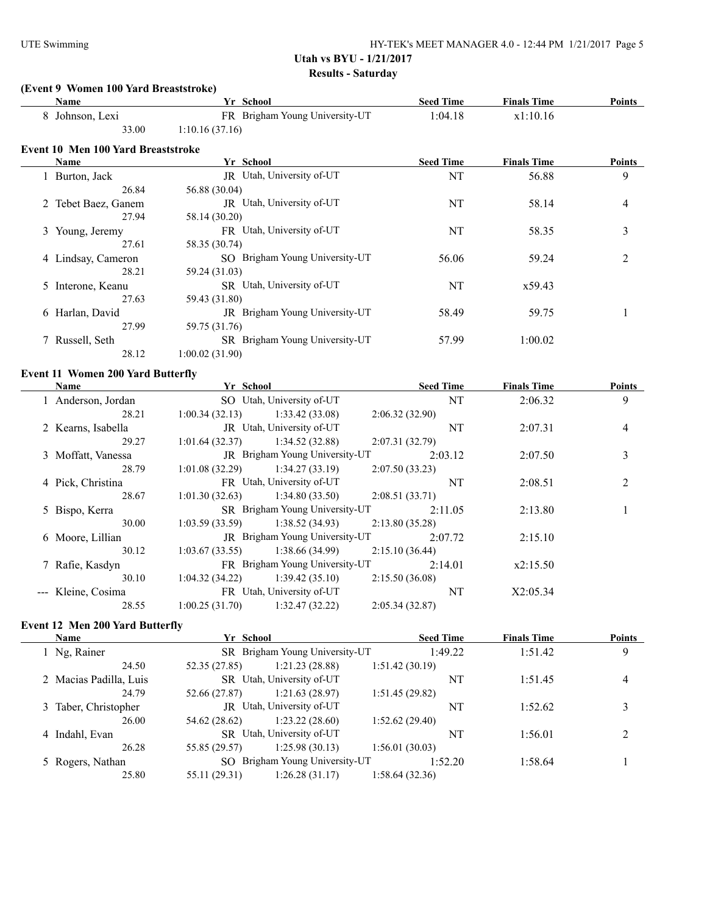## Utah vs BYU - 1/21/2017

### Results - Saturday

### (Event 9 Women 100 Yard Breaststroke)

| | Name | Yr | School | Seed Time | Finals Time | Points |
|---|---|---|---|---|---|---|
| 8 | Johnson, Lexi | FR | Brigham Young University-UT | 1:04.18 | x1:10.16 | |
| | 33.00 | 1:10.16 (37.16) | | | | |

### Event 10 Men 100 Yard Breaststroke

| | Name | Yr | School | Seed Time | Finals Time | Points |
|---|---|---|---|---|---|---|
| 1 | Burton, Jack | JR | Utah, University of-UT | NT | 56.88 | 9 |
| | 26.84 | 56.88 (30.04) | | | | |
| 2 | Tebet Baez, Ganem | JR | Utah, University of-UT | NT | 58.14 | 4 |
| | 27.94 | 58.14 (30.20) | | | | |
| 3 | Young, Jeremy | FR | Utah, University of-UT | NT | 58.35 | 3 |
| | 27.61 | 58.35 (30.74) | | | | |
| 4 | Lindsay, Cameron | SO | Brigham Young University-UT | 56.06 | 59.24 | 2 |
| | 28.21 | 59.24 (31.03) | | | | |
| 5 | Interone, Keanu | SR | Utah, University of-UT | NT | x59.43 | |
| | 27.63 | 59.43 (31.80) | | | | |
| 6 | Harlan, David | JR | Brigham Young University-UT | 58.49 | 59.75 | 1 |
| | 27.99 | 59.75 (31.76) | | | | |
| 7 | Russell, Seth | SR | Brigham Young University-UT | 57.99 | 1:00.02 | |
| | 28.12 | 1:00.02 (31.90) | | | | |

### Event 11 Women 200 Yard Butterfly

| | Name | Yr | School | Seed Time | Finals Time | Points |
|---|---|---|---|---|---|---|
| 1 | Anderson, Jordan | SO | Utah, University of-UT | NT | 2:06.32 | 9 |
| | 28.21 | 1:00.34 (32.13) | 1:33.42 (33.08) | 2:06.32 (32.90) | | |
| 2 | Kearns, Isabella | JR | Utah, University of-UT | NT | 2:07.31 | 4 |
| | 29.27 | 1:01.64 (32.37) | 1:34.52 (32.88) | 2:07.31 (32.79) | | |
| 3 | Moffatt, Vanessa | JR | Brigham Young University-UT | 2:03.12 | 2:07.50 | 3 |
| | 28.79 | 1:01.08 (32.29) | 1:34.27 (33.19) | 2:07.50 (33.23) | | |
| 4 | Pick, Christina | FR | Utah, University of-UT | NT | 2:08.51 | 2 |
| | 28.67 | 1:01.30 (32.63) | 1:34.80 (33.50) | 2:08.51 (33.71) | | |
| 5 | Bispo, Kerra | SR | Brigham Young University-UT | 2:11.05 | 2:13.80 | 1 |
| | 30.00 | 1:03.59 (33.59) | 1:38.52 (34.93) | 2:13.80 (35.28) | | |
| 6 | Moore, Lillian | JR | Brigham Young University-UT | 2:07.72 | 2:15.10 | |
| | 30.12 | 1:03.67 (33.55) | 1:38.66 (34.99) | 2:15.10 (36.44) | | |
| 7 | Rafie, Kasdyn | FR | Brigham Young University-UT | 2:14.01 | x2:15.50 | |
| | 30.10 | 1:04.32 (34.22) | 1:39.42 (35.10) | 2:15.50 (36.08) | | |
| --- | Kleine, Cosima | FR | Utah, University of-UT | NT | X2:05.34 | |
| | 28.55 | 1:00.25 (31.70) | 1:32.47 (32.22) | 2:05.34 (32.87) | | |

### Event 12 Men 200 Yard Butterfly

| | Name | Yr | School | Seed Time | Finals Time | Points |
|---|---|---|---|---|---|---|
| 1 | Ng, Rainer | SR | Brigham Young University-UT | 1:49.22 | 1:51.42 | 9 |
| | 24.50 | 52.35 (27.85) | 1:21.23 (28.88) | 1:51.42 (30.19) | | |
| 2 | Macias Padilla, Luis | SR | Utah, University of-UT | NT | 1:51.45 | 4 |
| | 24.79 | 52.66 (27.87) | 1:21.63 (28.97) | 1:51.45 (29.82) | | |
| 3 | Taber, Christopher | JR | Utah, University of-UT | NT | 1:52.62 | 3 |
| | 26.00 | 54.62 (28.62) | 1:23.22 (28.60) | 1:52.62 (29.40) | | |
| 4 | Indahl, Evan | SR | Utah, University of-UT | NT | 1:56.01 | 2 |
| | 26.28 | 55.85 (29.57) | 1:25.98 (30.13) | 1:56.01 (30.03) | | |
| 5 | Rogers, Nathan | SO | Brigham Young University-UT | 1:52.20 | 1:58.64 | 1 |
| | 25.80 | 55.11 (29.31) | 1:26.28 (31.17) | 1:58.64 (32.36) | | |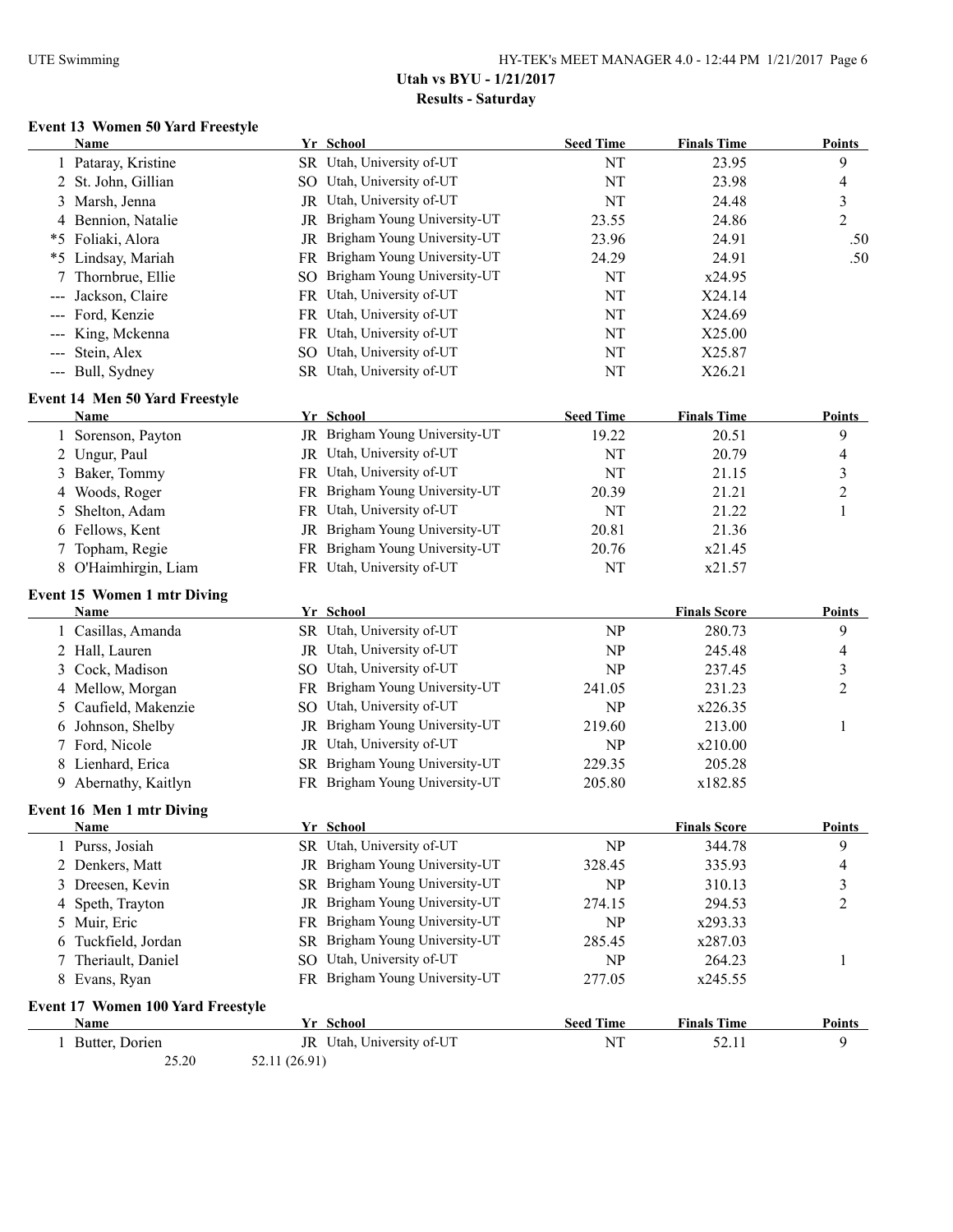## Utah vs BYU - 1/21/2017

### Results - Saturday

### Event 13 Women 50 Yard Freestyle

| | Name | Yr | School | Seed Time | Finals Time | Points |
|---|---|---|---|---|---|---|
| 1 | Pataray, Kristine | SR | Utah, University of-UT | NT | 23.95 | 9 |
| 2 | St. John, Gillian | SO | Utah, University of-UT | NT | 23.98 | 4 |
| 3 | Marsh, Jenna | JR | Utah, University of-UT | NT | 24.48 | 3 |
| 4 | Bennion, Natalie | JR | Brigham Young University-UT | 23.55 | 24.86 | 2 |
| *5 | Foliaki, Alora | JR | Brigham Young University-UT | 23.96 | 24.91 | .50 |
| *5 | Lindsay, Mariah | FR | Brigham Young University-UT | 24.29 | 24.91 | .50 |
| 7 | Thornbrue, Ellie | SO | Brigham Young University-UT | NT | x24.95 | |
| --- | Jackson, Claire | FR | Utah, University of-UT | NT | X24.14 | |
| --- | Ford, Kenzie | FR | Utah, University of-UT | NT | X24.69 | |
| --- | King, Mckenna | FR | Utah, University of-UT | NT | X25.00 | |
| --- | Stein, Alex | SO | Utah, University of-UT | NT | X25.87 | |
| --- | Bull, Sydney | SR | Utah, University of-UT | NT | X26.21 | |

### Event 14 Men 50 Yard Freestyle

| | Name | Yr | School | Seed Time | Finals Time | Points |
|---|---|---|---|---|---|---|
| 1 | Sorenson, Payton | JR | Brigham Young University-UT | 19.22 | 20.51 | 9 |
| 2 | Ungur, Paul | JR | Utah, University of-UT | NT | 20.79 | 4 |
| 3 | Baker, Tommy | FR | Utah, University of-UT | NT | 21.15 | 3 |
| 4 | Woods, Roger | FR | Brigham Young University-UT | 20.39 | 21.21 | 2 |
| 5 | Shelton, Adam | FR | Utah, University of-UT | NT | 21.22 | 1 |
| 6 | Fellows, Kent | JR | Brigham Young University-UT | 20.81 | 21.36 | |
| 7 | Topham, Regie | FR | Brigham Young University-UT | 20.76 | x21.45 | |
| 8 | O'Haimhirgin, Liam | FR | Utah, University of-UT | NT | x21.57 | |

### Event 15 Women 1 mtr Diving

| | Name | Yr | School | | Finals Score | Points |
|---|---|---|---|---|---|---|
| 1 | Casillas, Amanda | SR | Utah, University of-UT | NP | 280.73 | 9 |
| 2 | Hall, Lauren | JR | Utah, University of-UT | NP | 245.48 | 4 |
| 3 | Cock, Madison | SO | Utah, University of-UT | NP | 237.45 | 3 |
| 4 | Mellow, Morgan | FR | Brigham Young University-UT | 241.05 | 231.23 | 2 |
| 5 | Caufield, Makenzie | SO | Utah, University of-UT | NP | x226.35 | |
| 6 | Johnson, Shelby | JR | Brigham Young University-UT | 219.60 | 213.00 | 1 |
| 7 | Ford, Nicole | JR | Utah, University of-UT | NP | x210.00 | |
| 8 | Lienhard, Erica | SR | Brigham Young University-UT | 229.35 | 205.28 | |
| 9 | Abernathy, Kaitlyn | FR | Brigham Young University-UT | 205.80 | x182.85 | |

### Event 16 Men 1 mtr Diving

| | Name | Yr | School | | Finals Score | Points |
|---|---|---|---|---|---|---|
| 1 | Purss, Josiah | SR | Utah, University of-UT | NP | 344.78 | 9 |
| 2 | Denkers, Matt | JR | Brigham Young University-UT | 328.45 | 335.93 | 4 |
| 3 | Dreesen, Kevin | SR | Brigham Young University-UT | NP | 310.13 | 3 |
| 4 | Speth, Trayton | JR | Brigham Young University-UT | 274.15 | 294.53 | 2 |
| 5 | Muir, Eric | FR | Brigham Young University-UT | NP | x293.33 | |
| 6 | Tuckfield, Jordan | SR | Brigham Young University-UT | 285.45 | x287.03 | |
| 7 | Theriault, Daniel | SO | Utah, University of-UT | NP | 264.23 | 1 |
| 8 | Evans, Ryan | FR | Brigham Young University-UT | 277.05 | x245.55 | |

### Event 17 Women 100 Yard Freestyle

| | Name | Yr | School | Seed Time | Finals Time | Points |
|---|---|---|---|---|---|---|
| 1 | Butter, Dorien | JR | Utah, University of-UT | NT | 52.11 | 9 |
| | 25.20 | 52.11 (26.91) | | | | |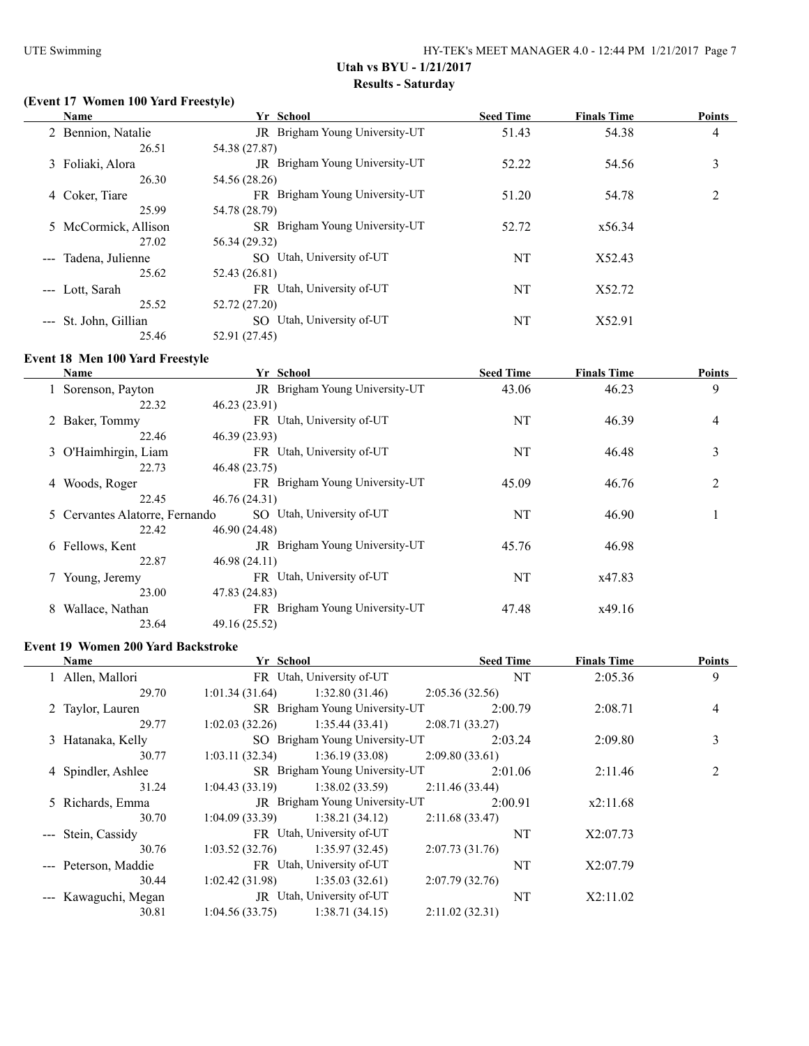**Utah vs BYU - 1/21/2017**

**Results - Saturday**

### (Event 17 Women 100 Yard Freestyle)

| | Name | Yr | School | Seed Time | Finals Time | Points |
|---|---|---|---|---|---|---|
| 2 | Bennion, Natalie | JR | Brigham Young University-UT | 51.43 | 54.38 | 4 |
| | 26.51 | 54.38 (27.87) | | | | |
| 3 | Foliaki, Alora | JR | Brigham Young University-UT | 52.22 | 54.56 | 3 |
| | 26.30 | 54.56 (28.26) | | | | |
| 4 | Coker, Tiare | FR | Brigham Young University-UT | 51.20 | 54.78 | 2 |
| | 25.99 | 54.78 (28.79) | | | | |
| 5 | McCormick, Allison | SR | Brigham Young University-UT | 52.72 | x56.34 | |
| | 27.02 | 56.34 (29.32) | | | | |
| --- | Tadena, Julienne | SO | Utah, University of-UT | NT | X52.43 | |
| | 25.62 | 52.43 (26.81) | | | | |
| --- | Lott, Sarah | FR | Utah, University of-UT | NT | X52.72 | |
| | 25.52 | 52.72 (27.20) | | | | |
| --- | St. John, Gillian | SO | Utah, University of-UT | NT | X52.91 | |
| | 25.46 | 52.91 (27.45) | | | | |

### Event 18 Men 100 Yard Freestyle

| | Name | Yr | School | Seed Time | Finals Time | Points |
|---|---|---|---|---|---|---|
| 1 | Sorenson, Payton | JR | Brigham Young University-UT | 43.06 | 46.23 | 9 |
| | 22.32 | 46.23 (23.91) | | | | |
| 2 | Baker, Tommy | FR | Utah, University of-UT | NT | 46.39 | 4 |
| | 22.46 | 46.39 (23.93) | | | | |
| 3 | O'Haimhirgin, Liam | FR | Utah, University of-UT | NT | 46.48 | 3 |
| | 22.73 | 46.48 (23.75) | | | | |
| 4 | Woods, Roger | FR | Brigham Young University-UT | 45.09 | 46.76 | 2 |
| | 22.45 | 46.76 (24.31) | | | | |
| 5 | Cervantes Alatorre, Fernando | SO | Utah, University of-UT | NT | 46.90 | 1 |
| | 22.42 | 46.90 (24.48) | | | | |
| 6 | Fellows, Kent | JR | Brigham Young University-UT | 45.76 | 46.98 | |
| | 22.87 | 46.98 (24.11) | | | | |
| 7 | Young, Jeremy | FR | Utah, University of-UT | NT | x47.83 | |
| | 23.00 | 47.83 (24.83) | | | | |
| 8 | Wallace, Nathan | FR | Brigham Young University-UT | 47.48 | x49.16 | |
| | 23.64 | 49.16 (25.52) | | | | |

### Event 19 Women 200 Yard Backstroke

| | Name | Yr | School | | | Seed Time | Finals Time | Points |
|---|---|---|---|---|---|---|---|---|
| 1 | Allen, Mallori | FR | Utah, University of-UT | | | NT | 2:05.36 | 9 |
| | 29.70 | 1:01.34 (31.64) | 1:32.80 (31.46) | 2:05.36 (32.56) | | | | |
| 2 | Taylor, Lauren | SR | Brigham Young University-UT | | | 2:00.79 | 2:08.71 | 4 |
| | 29.77 | 1:02.03 (32.26) | 1:35.44 (33.41) | 2:08.71 (33.27) | | | | |
| 3 | Hatanaka, Kelly | SO | Brigham Young University-UT | | | 2:03.24 | 2:09.80 | 3 |
| | 30.77 | 1:03.11 (32.34) | 1:36.19 (33.08) | 2:09.80 (33.61) | | | | |
| 4 | Spindler, Ashlee | SR | Brigham Young University-UT | | | 2:01.06 | 2:11.46 | 2 |
| | 31.24 | 1:04.43 (33.19) | 1:38.02 (33.59) | 2:11.46 (33.44) | | | | |
| 5 | Richards, Emma | JR | Brigham Young University-UT | | | 2:00.91 | x2:11.68 | |
| | 30.70 | 1:04.09 (33.39) | 1:38.21 (34.12) | 2:11.68 (33.47) | | | | |
| --- | Stein, Cassidy | FR | Utah, University of-UT | | | NT | X2:07.73 | |
| | 30.76 | 1:03.52 (32.76) | 1:35.97 (32.45) | 2:07.73 (31.76) | | | | |
| --- | Peterson, Maddie | FR | Utah, University of-UT | | | NT | X2:07.79 | |
| | 30.44 | 1:02.42 (31.98) | 1:35.03 (32.61) | 2:07.79 (32.76) | | | | |
| --- | Kawaguchi, Megan | JR | Utah, University of-UT | | | NT | X2:11.02 | |
| | 30.81 | 1:04.56 (33.75) | 1:38.71 (34.15) | 2:11.02 (32.31) | | | | |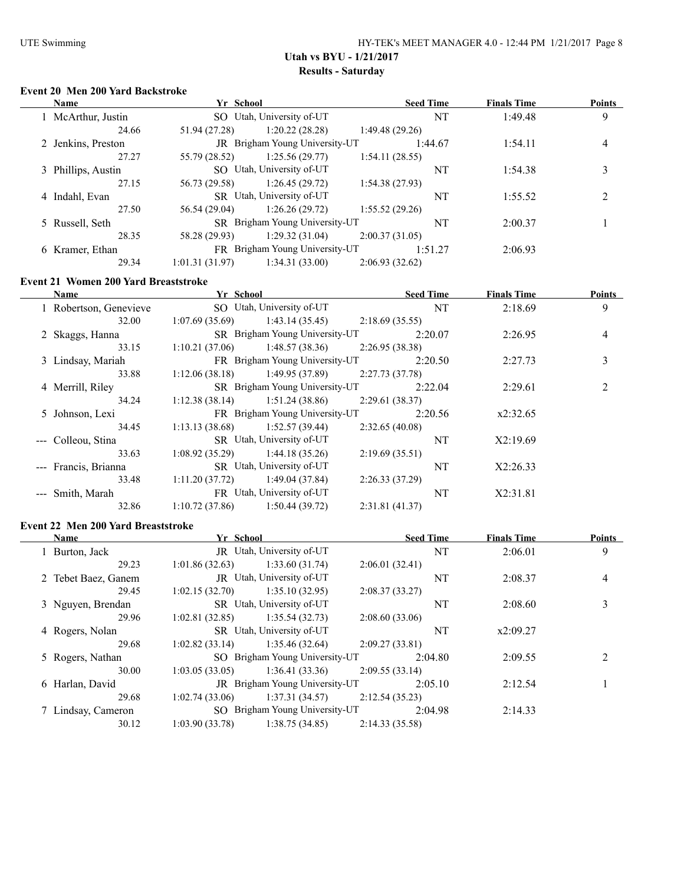## Utah vs BYU - 1/21/2017

## Results - Saturday

### Event 20 Men 200 Yard Backstroke

| Name | Yr | School | Seed Time | Finals Time | Points |
|---|---|---|---|---|---|
| 1 McArthur, Justin | SO | Utah, University of-UT | NT | 1:49.48 | 9 |
| 24.66 | 51.94 (27.28) | 1:20.22 (28.28) | 1:49.48 (29.26) | | |
| 2 Jenkins, Preston | JR | Brigham Young University-UT | 1:44.67 | 1:54.11 | 4 |
| 27.27 | 55.79 (28.52) | 1:25.56 (29.77) | 1:54.11 (28.55) | | |
| 3 Phillips, Austin | SO | Utah, University of-UT | NT | 1:54.38 | 3 |
| 27.15 | 56.73 (29.58) | 1:26.45 (29.72) | 1:54.38 (27.93) | | |
| 4 Indahl, Evan | SR | Utah, University of-UT | NT | 1:55.52 | 2 |
| 27.50 | 56.54 (29.04) | 1:26.26 (29.72) | 1:55.52 (29.26) | | |
| 5 Russell, Seth | SR | Brigham Young University-UT | NT | 2:00.37 | 1 |
| 28.35 | 58.28 (29.93) | 1:29.32 (31.04) | 2:00.37 (31.05) | | |
| 6 Kramer, Ethan | FR | Brigham Young University-UT | 1:51.27 | 2:06.93 | |
| 29.34 | 1:01.31 (31.97) | 1:34.31 (33.00) | 2:06.93 (32.62) | | |

### Event 21 Women 200 Yard Breaststroke

| Name | Yr | School | Seed Time | Finals Time | Points |
|---|---|---|---|---|---|
| 1 Robertson, Genevieve | SO | Utah, University of-UT | NT | 2:18.69 | 9 |
| 32.00 | 1:07.69 (35.69) | 1:43.14 (35.45) | 2:18.69 (35.55) | | |
| 2 Skaggs, Hanna | SR | Brigham Young University-UT | 2:20.07 | 2:26.95 | 4 |
| 33.15 | 1:10.21 (37.06) | 1:48.57 (38.36) | 2:26.95 (38.38) | | |
| 3 Lindsay, Mariah | FR | Brigham Young University-UT | 2:20.50 | 2:27.73 | 3 |
| 33.88 | 1:12.06 (38.18) | 1:49.95 (37.89) | 2:27.73 (37.78) | | |
| 4 Merrill, Riley | SR | Brigham Young University-UT | 2:22.04 | 2:29.61 | 2 |
| 34.24 | 1:12.38 (38.14) | 1:51.24 (38.86) | 2:29.61 (38.37) | | |
| 5 Johnson, Lexi | FR | Brigham Young University-UT | 2:20.56 | x2:32.65 | |
| 34.45 | 1:13.13 (38.68) | 1:52.57 (39.44) | 2:32.65 (40.08) | | |
| --- Colleou, Stina | SR | Utah, University of-UT | NT | X2:19.69 | |
| 33.63 | 1:08.92 (35.29) | 1:44.18 (35.26) | 2:19.69 (35.51) | | |
| --- Francis, Brianna | SR | Utah, University of-UT | NT | X2:26.33 | |
| 33.48 | 1:11.20 (37.72) | 1:49.04 (37.84) | 2:26.33 (37.29) | | |
| --- Smith, Marah | FR | Utah, University of-UT | NT | X2:31.81 | |
| 32.86 | 1:10.72 (37.86) | 1:50.44 (39.72) | 2:31.81 (41.37) | | |

### Event 22 Men 200 Yard Breaststroke

| Name | Yr | School | Seed Time | Finals Time | Points |
|---|---|---|---|---|---|
| 1 Burton, Jack | JR | Utah, University of-UT | NT | 2:06.01 | 9 |
| 29.23 | 1:01.86 (32.63) | 1:33.60 (31.74) | 2:06.01 (32.41) | | |
| 2 Tebet Baez, Ganem | JR | Utah, University of-UT | NT | 2:08.37 | 4 |
| 29.45 | 1:02.15 (32.70) | 1:35.10 (32.95) | 2:08.37 (33.27) | | |
| 3 Nguyen, Brendan | SR | Utah, University of-UT | NT | 2:08.60 | 3 |
| 29.96 | 1:02.81 (32.85) | 1:35.54 (32.73) | 2:08.60 (33.06) | | |
| 4 Rogers, Nolan | SR | Utah, University of-UT | NT | x2:09.27 | |
| 29.68 | 1:02.82 (33.14) | 1:35.46 (32.64) | 2:09.27 (33.81) | | |
| 5 Rogers, Nathan | SO | Brigham Young University-UT | 2:04.80 | 2:09.55 | 2 |
| 30.00 | 1:03.05 (33.05) | 1:36.41 (33.36) | 2:09.55 (33.14) | | |
| 6 Harlan, David | JR | Brigham Young University-UT | 2:05.10 | 2:12.54 | 1 |
| 29.68 | 1:02.74 (33.06) | 1:37.31 (34.57) | 2:12.54 (35.23) | | |
| 7 Lindsay, Cameron | SO | Brigham Young University-UT | 2:04.98 | 2:14.33 | |
| 30.12 | 1:03.90 (33.78) | 1:38.75 (34.85) | 2:14.33 (35.58) | | |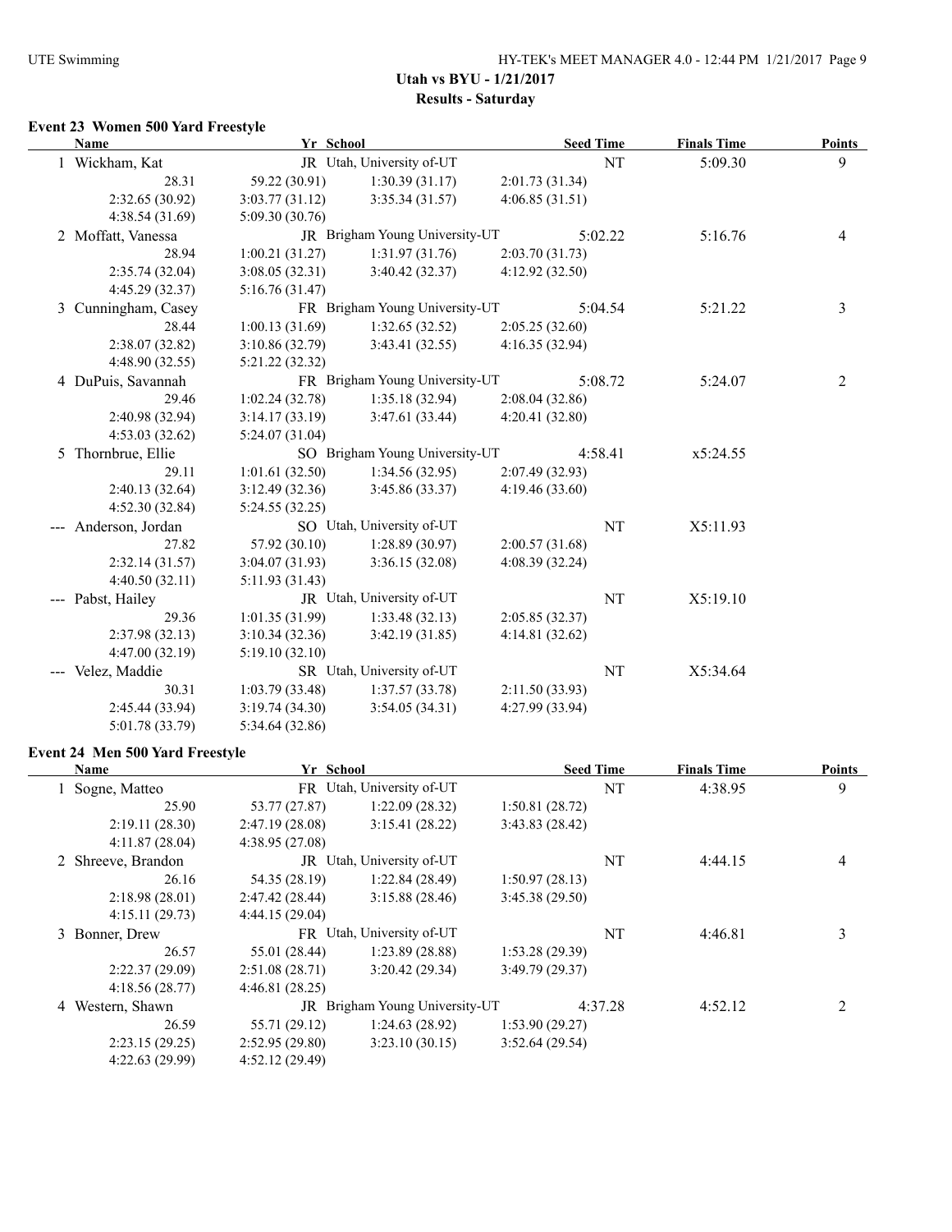## Utah vs BYU - 1/21/2017

### Results - Saturday

### Event 23 Women 500 Yard Freestyle

| Name | Yr | School | Seed Time | Finals Time | Points |
|---|---|---|---|---|---|
| 1 Wickham, Kat | JR | Utah, University of-UT | NT | 5:09.30 | 9 |
| 28.31 &nbsp; 59.22 (30.91) &nbsp; 1:30.39 (31.17) &nbsp; 2:01.73 (31.34) &nbsp; 2:32.65 (30.92) &nbsp; 3:03.77 (31.12) &nbsp; 3:35.34 (31.57) &nbsp; 4:06.85 (31.51) &nbsp; 4:38.54 (31.69) &nbsp; 5:09.30 (30.76) | | | | | |
| 2 Moffatt, Vanessa | JR | Brigham Young University-UT | 5:02.22 | 5:16.76 | 4 |
| 28.94 &nbsp; 1:00.21 (31.27) &nbsp; 1:31.97 (31.76) &nbsp; 2:03.70 (31.73) &nbsp; 2:35.74 (32.04) &nbsp; 3:08.05 (32.31) &nbsp; 3:40.42 (32.37) &nbsp; 4:12.92 (32.50) &nbsp; 4:45.29 (32.37) &nbsp; 5:16.76 (31.47) | | | | | |
| 3 Cunningham, Casey | FR | Brigham Young University-UT | 5:04.54 | 5:21.22 | 3 |
| 28.44 &nbsp; 1:00.13 (31.69) &nbsp; 1:32.65 (32.52) &nbsp; 2:05.25 (32.60) &nbsp; 2:38.07 (32.82) &nbsp; 3:10.86 (32.79) &nbsp; 3:43.41 (32.55) &nbsp; 4:16.35 (32.94) &nbsp; 4:48.90 (32.55) &nbsp; 5:21.22 (32.32) | | | | | |
| 4 DuPuis, Savannah | FR | Brigham Young University-UT | 5:08.72 | 5:24.07 | 2 |
| 29.46 &nbsp; 1:02.24 (32.78) &nbsp; 1:35.18 (32.94) &nbsp; 2:08.04 (32.86) &nbsp; 2:40.98 (32.94) &nbsp; 3:14.17 (33.19) &nbsp; 3:47.61 (33.44) &nbsp; 4:20.41 (32.80) &nbsp; 4:53.03 (32.62) &nbsp; 5:24.07 (31.04) | | | | | |
| 5 Thornbrue, Ellie | SO | Brigham Young University-UT | 4:58.41 | x5:24.55 | |
| 29.11 &nbsp; 1:01.61 (32.50) &nbsp; 1:34.56 (32.95) &nbsp; 2:07.49 (32.93) &nbsp; 2:40.13 (32.64) &nbsp; 3:12.49 (32.36) &nbsp; 3:45.86 (33.37) &nbsp; 4:19.46 (33.60) &nbsp; 4:52.30 (32.84) &nbsp; 5:24.55 (32.25) | | | | | |
| --- Anderson, Jordan | SO | Utah, University of-UT | NT | X5:11.93 | |
| 27.82 &nbsp; 57.92 (30.10) &nbsp; 1:28.89 (30.97) &nbsp; 2:00.57 (31.68) &nbsp; 2:32.14 (31.57) &nbsp; 3:04.07 (31.93) &nbsp; 3:36.15 (32.08) &nbsp; 4:08.39 (32.24) &nbsp; 4:40.50 (32.11) &nbsp; 5:11.93 (31.43) | | | | | |
| --- Pabst, Hailey | JR | Utah, University of-UT | NT | X5:19.10 | |
| 29.36 &nbsp; 1:01.35 (31.99) &nbsp; 1:33.48 (32.13) &nbsp; 2:05.85 (32.37) &nbsp; 2:37.98 (32.13) &nbsp; 3:10.34 (32.36) &nbsp; 3:42.19 (31.85) &nbsp; 4:14.81 (32.62) &nbsp; 4:47.00 (32.19) &nbsp; 5:19.10 (32.10) | | | | | |
| --- Velez, Maddie | SR | Utah, University of-UT | NT | X5:34.64 | |
| 30.31 &nbsp; 1:03.79 (33.48) &nbsp; 1:37.57 (33.78) &nbsp; 2:11.50 (33.93) &nbsp; 2:45.44 (33.94) &nbsp; 3:19.74 (34.30) &nbsp; 3:54.05 (34.31) &nbsp; 4:27.99 (33.94) &nbsp; 5:01.78 (33.79) &nbsp; 5:34.64 (32.86) | | | | | |

### Event 24 Men 500 Yard Freestyle

| Name | Yr | School | Seed Time | Finals Time | Points |
|---|---|---|---|---|---|
| 1 Sogne, Matteo | FR | Utah, University of-UT | NT | 4:38.95 | 9 |
| 25.90 &nbsp; 53.77 (27.87) &nbsp; 1:22.09 (28.32) &nbsp; 1:50.81 (28.72) &nbsp; 2:19.11 (28.30) &nbsp; 2:47.19 (28.08) &nbsp; 3:15.41 (28.22) &nbsp; 3:43.83 (28.42) &nbsp; 4:11.87 (28.04) &nbsp; 4:38.95 (27.08) | | | | | |
| 2 Shreeve, Brandon | JR | Utah, University of-UT | NT | 4:44.15 | 4 |
| 26.16 &nbsp; 54.35 (28.19) &nbsp; 1:22.84 (28.49) &nbsp; 1:50.97 (28.13) &nbsp; 2:18.98 (28.01) &nbsp; 2:47.42 (28.44) &nbsp; 3:15.88 (28.46) &nbsp; 3:45.38 (29.50) &nbsp; 4:15.11 (29.73) &nbsp; 4:44.15 (29.04) | | | | | |
| 3 Bonner, Drew | FR | Utah, University of-UT | NT | 4:46.81 | 3 |
| 26.57 &nbsp; 55.01 (28.44) &nbsp; 1:23.89 (28.88) &nbsp; 1:53.28 (29.39) &nbsp; 2:22.37 (29.09) &nbsp; 2:51.08 (28.71) &nbsp; 3:20.42 (29.34) &nbsp; 3:49.79 (29.37) &nbsp; 4:18.56 (28.77) &nbsp; 4:46.81 (28.25) | | | | | |
| 4 Western, Shawn | JR | Brigham Young University-UT | 4:37.28 | 4:52.12 | 2 |
| 26.59 &nbsp; 55.71 (29.12) &nbsp; 1:24.63 (28.92) &nbsp; 1:53.90 (29.27) &nbsp; 2:23.15 (29.25) &nbsp; 2:52.95 (29.80) &nbsp; 3:23.10 (30.15) &nbsp; 3:52.64 (29.54) &nbsp; 4:22.63 (29.99) &nbsp; 4:52.12 (29.49) | | | | | |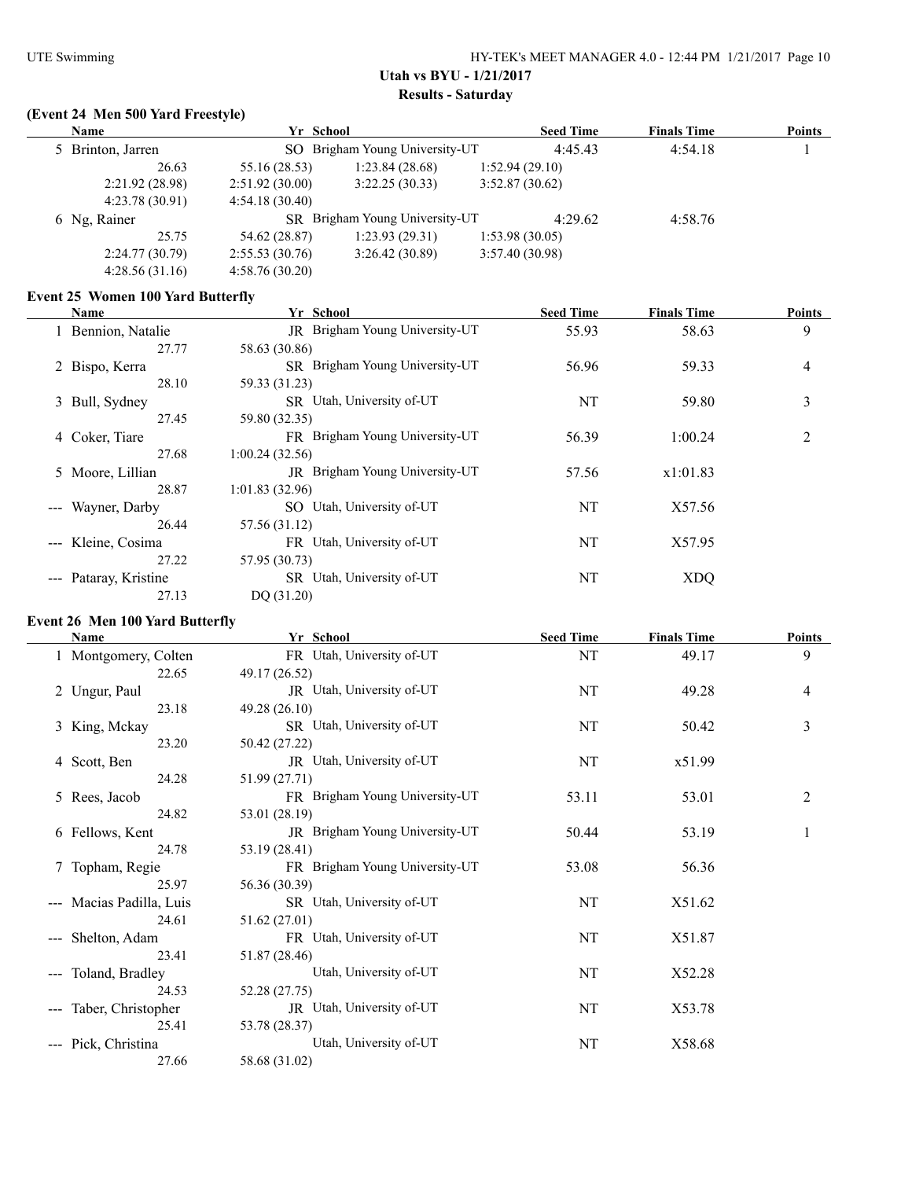## Utah vs BYU - 1/21/2017

### Results - Saturday

### (Event 24 Men 500 Yard Freestyle)

| | Name | Yr | School | Seed Time | Finals Time | Points |
|---|---|---|---|---|---|---|
| 5 | Brinton, Jarren | SO | Brigham Young University-UT | 4:45.43 | 4:54.18 | 1 |
| | 26.63 | 55.16 (28.53) | 1:23.84 (28.68) | 1:52.94 (29.10) | | |
| | 2:21.92 (28.98) | 2:51.92 (30.00) | 3:22.25 (30.33) | 3:52.87 (30.62) | | |
| | 4:23.78 (30.91) | 4:54.18 (30.40) | | | | |
| 6 | Ng, Rainer | SR | Brigham Young University-UT | 4:29.62 | 4:58.76 | |
| | 25.75 | 54.62 (28.87) | 1:23.93 (29.31) | 1:53.98 (30.05) | | |
| | 2:24.77 (30.79) | 2:55.53 (30.76) | 3:26.42 (30.89) | 3:57.40 (30.98) | | |
| | 4:28.56 (31.16) | 4:58.76 (30.20) | | | | |

### Event 25 Women 100 Yard Butterfly

| | Name | Yr | School | Seed Time | Finals Time | Points |
|---|---|---|---|---|---|---|
| 1 | Bennion, Natalie | JR | Brigham Young University-UT | 55.93 | 58.63 | 9 |
| | 27.77 | 58.63 (30.86) | | | | |
| 2 | Bispo, Kerra | SR | Brigham Young University-UT | 56.96 | 59.33 | 4 |
| | 28.10 | 59.33 (31.23) | | | | |
| 3 | Bull, Sydney | SR | Utah, University of-UT | NT | 59.80 | 3 |
| | 27.45 | 59.80 (32.35) | | | | |
| 4 | Coker, Tiare | FR | Brigham Young University-UT | 56.39 | 1:00.24 | 2 |
| | 27.68 | 1:00.24 (32.56) | | | | |
| 5 | Moore, Lillian | JR | Brigham Young University-UT | 57.56 | x1:01.83 | |
| | 28.87 | 1:01.83 (32.96) | | | | |
| --- | Wayner, Darby | SO | Utah, University of-UT | NT | X57.56 | |
| | 26.44 | 57.56 (31.12) | | | | |
| --- | Kleine, Cosima | FR | Utah, University of-UT | NT | X57.95 | |
| | 27.22 | 57.95 (30.73) | | | | |
| --- | Pataray, Kristine | SR | Utah, University of-UT | NT | XDQ | |
| | 27.13 | DQ (31.20) | | | | |

### Event 26 Men 100 Yard Butterfly

| | Name | Yr | School | Seed Time | Finals Time | Points |
|---|---|---|---|---|---|---|
| 1 | Montgomery, Colten | FR | Utah, University of-UT | NT | 49.17 | 9 |
| | 22.65 | 49.17 (26.52) | | | | |
| 2 | Ungur, Paul | JR | Utah, University of-UT | NT | 49.28 | 4 |
| | 23.18 | 49.28 (26.10) | | | | |
| 3 | King, Mckay | SR | Utah, University of-UT | NT | 50.42 | 3 |
| | 23.20 | 50.42 (27.22) | | | | |
| 4 | Scott, Ben | JR | Utah, University of-UT | NT | x51.99 | |
| | 24.28 | 51.99 (27.71) | | | | |
| 5 | Rees, Jacob | FR | Brigham Young University-UT | 53.11 | 53.01 | 2 |
| | 24.82 | 53.01 (28.19) | | | | |
| 6 | Fellows, Kent | JR | Brigham Young University-UT | 50.44 | 53.19 | 1 |
| | 24.78 | 53.19 (28.41) | | | | |
| 7 | Topham, Regie | FR | Brigham Young University-UT | 53.08 | 56.36 | |
| | 25.97 | 56.36 (30.39) | | | | |
| --- | Macias Padilla, Luis | SR | Utah, University of-UT | NT | X51.62 | |
| | 24.61 | 51.62 (27.01) | | | | |
| --- | Shelton, Adam | FR | Utah, University of-UT | NT | X51.87 | |
| | 23.41 | 51.87 (28.46) | | | | |
| --- | Toland, Bradley | | Utah, University of-UT | NT | X52.28 | |
| | 24.53 | 52.28 (27.75) | | | | |
| --- | Taber, Christopher | JR | Utah, University of-UT | NT | X53.78 | |
| | 25.41 | 53.78 (28.37) | | | | |
| --- | Pick, Christina | | Utah, University of-UT | NT | X58.68 | |
| | 27.66 | 58.68 (31.02) | | | | |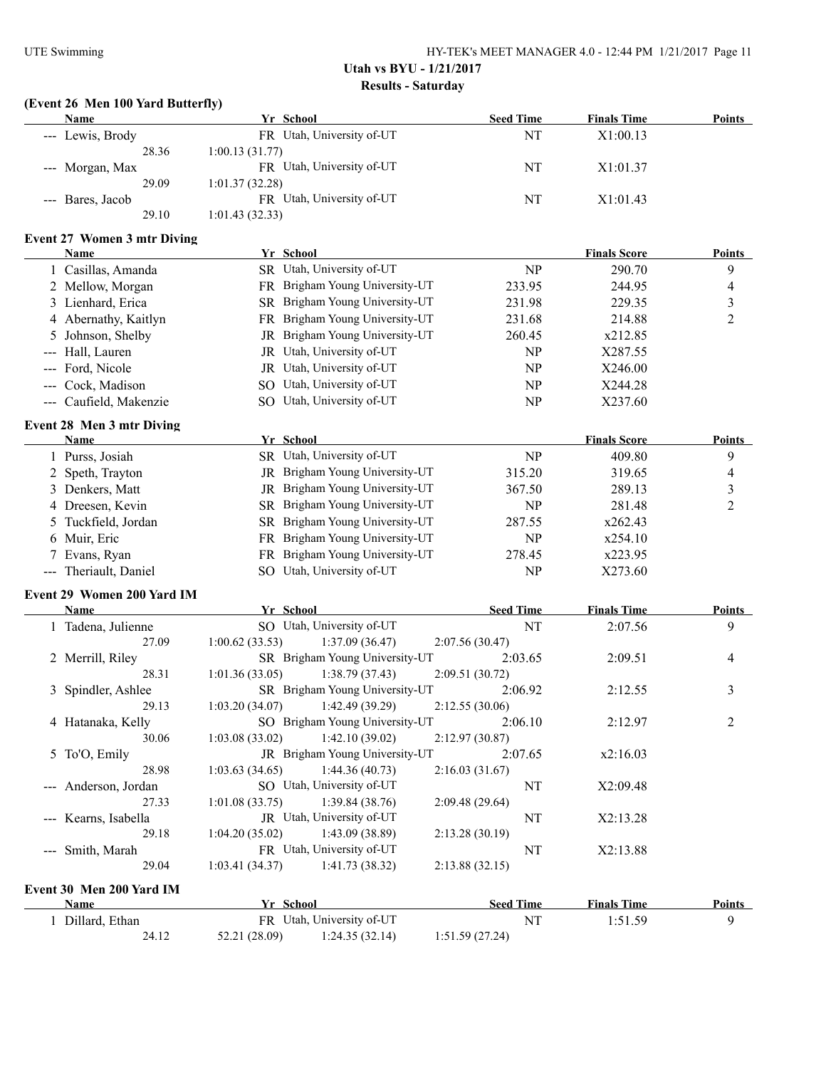### (Event 26 Men 100 Yard Butterfly)

| Name | Yr | School | Seed Time | Finals Time | Points |
|---|---|---|---|---|---|
| --- Lewis, Brody | FR | Utah, University of-UT | NT | X1:00.13 | |
| 28.36 | 1:00.13 (31.77) | | | | |
| --- Morgan, Max | FR | Utah, University of-UT | NT | X1:01.37 | |
| 29.09 | 1:01.37 (32.28) | | | | |
| --- Bares, Jacob | FR | Utah, University of-UT | NT | X1:01.43 | |
| 29.10 | 1:01.43 (32.33) | | | | |

### Event 27 Women 3 mtr Diving

| Name | Yr | School | | Finals Score | Points |
|---|---|---|---|---|---|
| 1 Casillas, Amanda | SR | Utah, University of-UT | NP | 290.70 | 9 |
| 2 Mellow, Morgan | FR | Brigham Young University-UT | 233.95 | 244.95 | 4 |
| 3 Lienhard, Erica | SR | Brigham Young University-UT | 231.98 | 229.35 | 3 |
| 4 Abernathy, Kaitlyn | FR | Brigham Young University-UT | 231.68 | 214.88 | 2 |
| 5 Johnson, Shelby | JR | Brigham Young University-UT | 260.45 | x212.85 | |
| --- Hall, Lauren | JR | Utah, University of-UT | NP | X287.55 | |
| --- Ford, Nicole | JR | Utah, University of-UT | NP | X246.00 | |
| --- Cock, Madison | SO | Utah, University of-UT | NP | X244.28 | |
| --- Caufield, Makenzie | SO | Utah, University of-UT | NP | X237.60 | |

### Event 28 Men 3 mtr Diving

| Name | Yr | School | | Finals Score | Points |
|---|---|---|---|---|---|
| 1 Purss, Josiah | SR | Utah, University of-UT | NP | 409.80 | 9 |
| 2 Speth, Trayton | JR | Brigham Young University-UT | 315.20 | 319.65 | 4 |
| 3 Denkers, Matt | JR | Brigham Young University-UT | 367.50 | 289.13 | 3 |
| 4 Dreesen, Kevin | SR | Brigham Young University-UT | NP | 281.48 | 2 |
| 5 Tuckfield, Jordan | SR | Brigham Young University-UT | 287.55 | x262.43 | |
| 6 Muir, Eric | FR | Brigham Young University-UT | NP | x254.10 | |
| 7 Evans, Ryan | FR | Brigham Young University-UT | 278.45 | x223.95 | |
| --- Theriault, Daniel | SO | Utah, University of-UT | NP | X273.60 | |

### Event 29 Women 200 Yard IM

| Name | Yr | School | Seed Time | Finals Time | Points |
|---|---|---|---|---|---|
| 1 Tadena, Julienne | SO | Utah, University of-UT | NT | 2:07.56 | 9 |
| 27.09 | 1:00.62 (33.53) | 1:37.09 (36.47) | 2:07.56 (30.47) | | |
| 2 Merrill, Riley | SR | Brigham Young University-UT | 2:03.65 | 2:09.51 | 4 |
| 28.31 | 1:01.36 (33.05) | 1:38.79 (37.43) | 2:09.51 (30.72) | | |
| 3 Spindler, Ashlee | SR | Brigham Young University-UT | 2:06.92 | 2:12.55 | 3 |
| 29.13 | 1:03.20 (34.07) | 1:42.49 (39.29) | 2:12.55 (30.06) | | |
| 4 Hatanaka, Kelly | SO | Brigham Young University-UT | 2:06.10 | 2:12.97 | 2 |
| 30.06 | 1:03.08 (33.02) | 1:42.10 (39.02) | 2:12.97 (30.87) | | |
| 5 To'O, Emily | JR | Brigham Young University-UT | 2:07.65 | x2:16.03 | |
| 28.98 | 1:03.63 (34.65) | 1:44.36 (40.73) | 2:16.03 (31.67) | | |
| --- Anderson, Jordan | SO | Utah, University of-UT | NT | X2:09.48 | |
| 27.33 | 1:01.08 (33.75) | 1:39.84 (38.76) | 2:09.48 (29.64) | | |
| --- Kearns, Isabella | JR | Utah, University of-UT | NT | X2:13.28 | |
| 29.18 | 1:04.20 (35.02) | 1:43.09 (38.89) | 2:13.28 (30.19) | | |
| --- Smith, Marah | FR | Utah, University of-UT | NT | X2:13.88 | |
| 29.04 | 1:03.41 (34.37) | 1:41.73 (38.32) | 2:13.88 (32.15) | | |

### Event 30 Men 200 Yard IM

| Name | Yr | School | Seed Time | Finals Time | Points |
|---|---|---|---|---|---|
| 1 Dillard, Ethan | FR | Utah, University of-UT | NT | 1:51.59 | 9 |
| 24.12 | 52.21 (28.09) | 1:24.35 (32.14) | 1:51.59 (27.24) | | |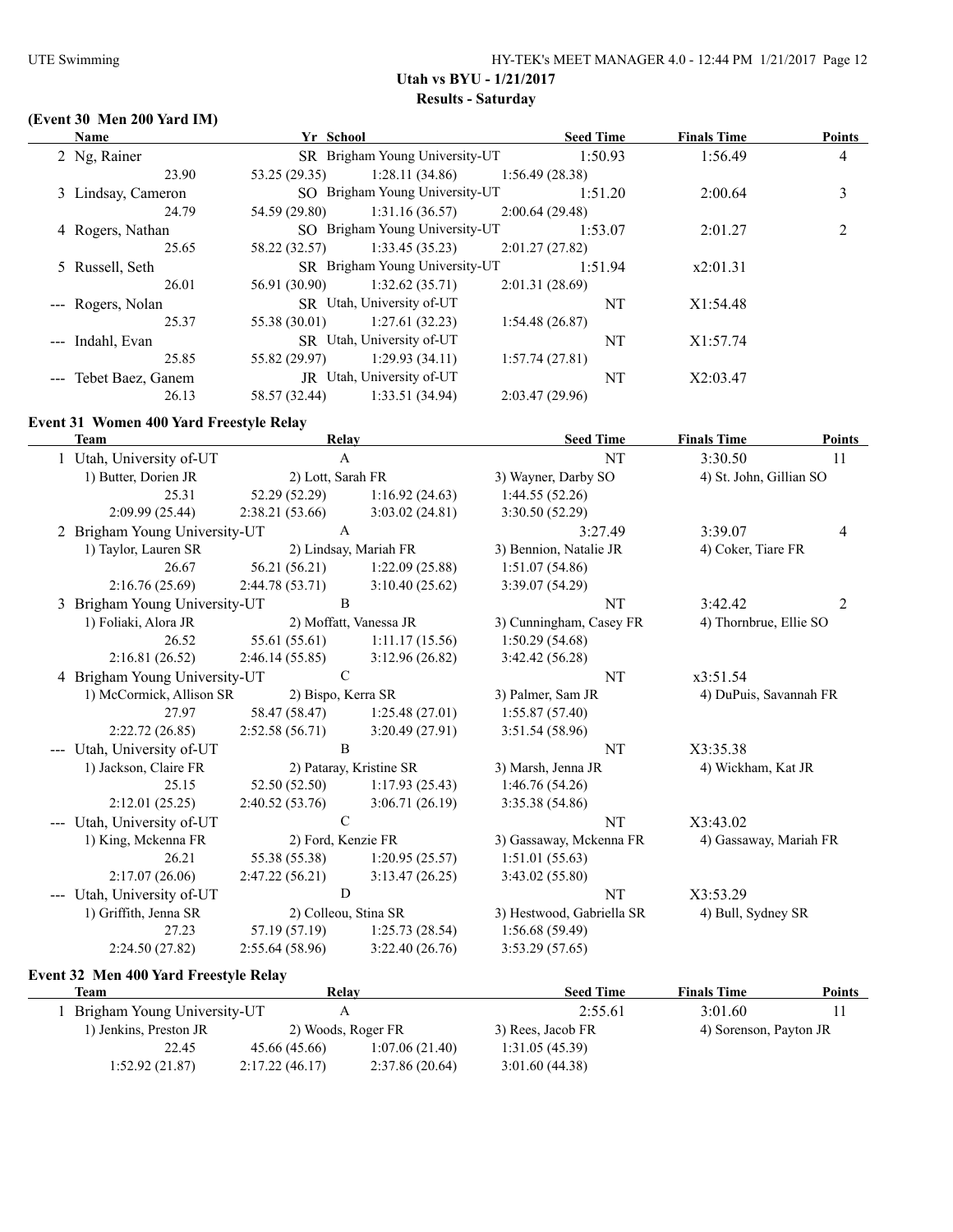## Utah vs BYU - 1/21/2017

### Results - Saturday

### (Event 30 Men 200 Yard IM)

| Name | Yr | School | Seed Time | Finals Time | Points |
|---|---|---|---|---|---|
| 2 Ng, Rainer | SR | Brigham Young University-UT | 1:50.93 | 1:56.49 | 4 |
| 23.90 | 53.25 (29.35) | 1:28.11 (34.86) | 1:56.49 (28.38) | | |
| 3 Lindsay, Cameron | SO | Brigham Young University-UT | 1:51.20 | 2:00.64 | 3 |
| 24.79 | 54.59 (29.80) | 1:31.16 (36.57) | 2:00.64 (29.48) | | |
| 4 Rogers, Nathan | SO | Brigham Young University-UT | 1:53.07 | 2:01.27 | 2 |
| 25.65 | 58.22 (32.57) | 1:33.45 (35.23) | 2:01.27 (27.82) | | |
| 5 Russell, Seth | SR | Brigham Young University-UT | 1:51.94 | x2:01.31 | |
| 26.01 | 56.91 (30.90) | 1:32.62 (35.71) | 2:01.31 (28.69) | | |
| --- Rogers, Nolan | SR | Utah, University of-UT | NT | X1:54.48 | |
| 25.37 | 55.38 (30.01) | 1:27.61 (32.23) | 1:54.48 (26.87) | | |
| --- Indahl, Evan | SR | Utah, University of-UT | NT | X1:57.74 | |
| 25.85 | 55.82 (29.97) | 1:29.93 (34.11) | 1:57.74 (27.81) | | |
| --- Tebet Baez, Ganem | JR | Utah, University of-UT | NT | X2:03.47 | |
| 26.13 | 58.57 (32.44) | 1:33.51 (34.94) | 2:03.47 (29.96) | | |

### Event 31 Women 400 Yard Freestyle Relay

| Team | Relay | | Seed Time | Finals Time | Points |
|---|---|---|---|---|---|
| 1 Utah, University of-UT | A | | NT | 3:30.50 | 11 |
| 1) Butter, Dorien JR | 2) Lott, Sarah FR | | 3) Wayner, Darby SO | 4) St. John, Gillian SO | |
| 25.31 | 52.29 (52.29) | 1:16.92 (24.63) | 1:44.55 (52.26) | | |
| 2:09.99 (25.44) | 2:38.21 (53.66) | 3:03.02 (24.81) | 3:30.50 (52.29) | | |
| 2 Brigham Young University-UT | A | | 3:27.49 | 3:39.07 | 4 |
| 1) Taylor, Lauren SR | 2) Lindsay, Mariah FR | | 3) Bennion, Natalie JR | 4) Coker, Tiare FR | |
| 26.67 | 56.21 (56.21) | 1:22.09 (25.88) | 1:51.07 (54.86) | | |
| 2:16.76 (25.69) | 2:44.78 (53.71) | 3:10.40 (25.62) | 3:39.07 (54.29) | | |
| 3 Brigham Young University-UT | B | | NT | 3:42.42 | 2 |
| 1) Foliaki, Alora JR | 2) Moffatt, Vanessa JR | | 3) Cunningham, Casey FR | 4) Thornbrue, Ellie SO | |
| 26.52 | 55.61 (55.61) | 1:11.17 (15.56) | 1:50.29 (54.68) | | |
| 2:16.81 (26.52) | 2:46.14 (55.85) | 3:12.96 (26.82) | 3:42.42 (56.28) | | |
| 4 Brigham Young University-UT | C | | NT | x3:51.54 | |
| 1) McCormick, Allison SR | 2) Bispo, Kerra SR | | 3) Palmer, Sam JR | 4) DuPuis, Savannah FR | |
| 27.97 | 58.47 (58.47) | 1:25.48 (27.01) | 1:55.87 (57.40) | | |
| 2:22.72 (26.85) | 2:52.58 (56.71) | 3:20.49 (27.91) | 3:51.54 (58.96) | | |
| --- Utah, University of-UT | B | | NT | X3:35.38 | |
| 1) Jackson, Claire FR | 2) Pataray, Kristine SR | | 3) Marsh, Jenna JR | 4) Wickham, Kat JR | |
| 25.15 | 52.50 (52.50) | 1:17.93 (25.43) | 1:46.76 (54.26) | | |
| 2:12.01 (25.25) | 2:40.52 (53.76) | 3:06.71 (26.19) | 3:35.38 (54.86) | | |
| --- Utah, University of-UT | C | | NT | X3:43.02 | |
| 1) King, Mckenna FR | 2) Ford, Kenzie FR | | 3) Gassaway, Mckenna FR | 4) Gassaway, Mariah FR | |
| 26.21 | 55.38 (55.38) | 1:20.95 (25.57) | 1:51.01 (55.63) | | |
| 2:17.07 (26.06) | 2:47.22 (56.21) | 3:13.47 (26.25) | 3:43.02 (55.80) | | |
| --- Utah, University of-UT | D | | NT | X3:53.29 | |
| 1) Griffith, Jenna SR | 2) Colleou, Stina SR | | 3) Hestwood, Gabriella SR | 4) Bull, Sydney SR | |
| 27.23 | 57.19 (57.19) | 1:25.73 (28.54) | 1:56.68 (59.49) | | |
| 2:24.50 (27.82) | 2:55.64 (58.96) | 3:22.40 (26.76) | 3:53.29 (57.65) | | |

### Event 32 Men 400 Yard Freestyle Relay

| Team | Relay | | Seed Time | Finals Time | Points |
|---|---|---|---|---|---|
| 1 Brigham Young University-UT | A | | 2:55.61 | 3:01.60 | 11 |
| 1) Jenkins, Preston JR | 2) Woods, Roger FR | | 3) Rees, Jacob FR | 4) Sorenson, Payton JR | |
| 22.45 | 45.66 (45.66) | 1:07.06 (21.40) | 1:31.05 (45.39) | | |
| 1:52.92 (21.87) | 2:17.22 (46.17) | 2:37.86 (20.64) | 3:01.60 (44.38) | | |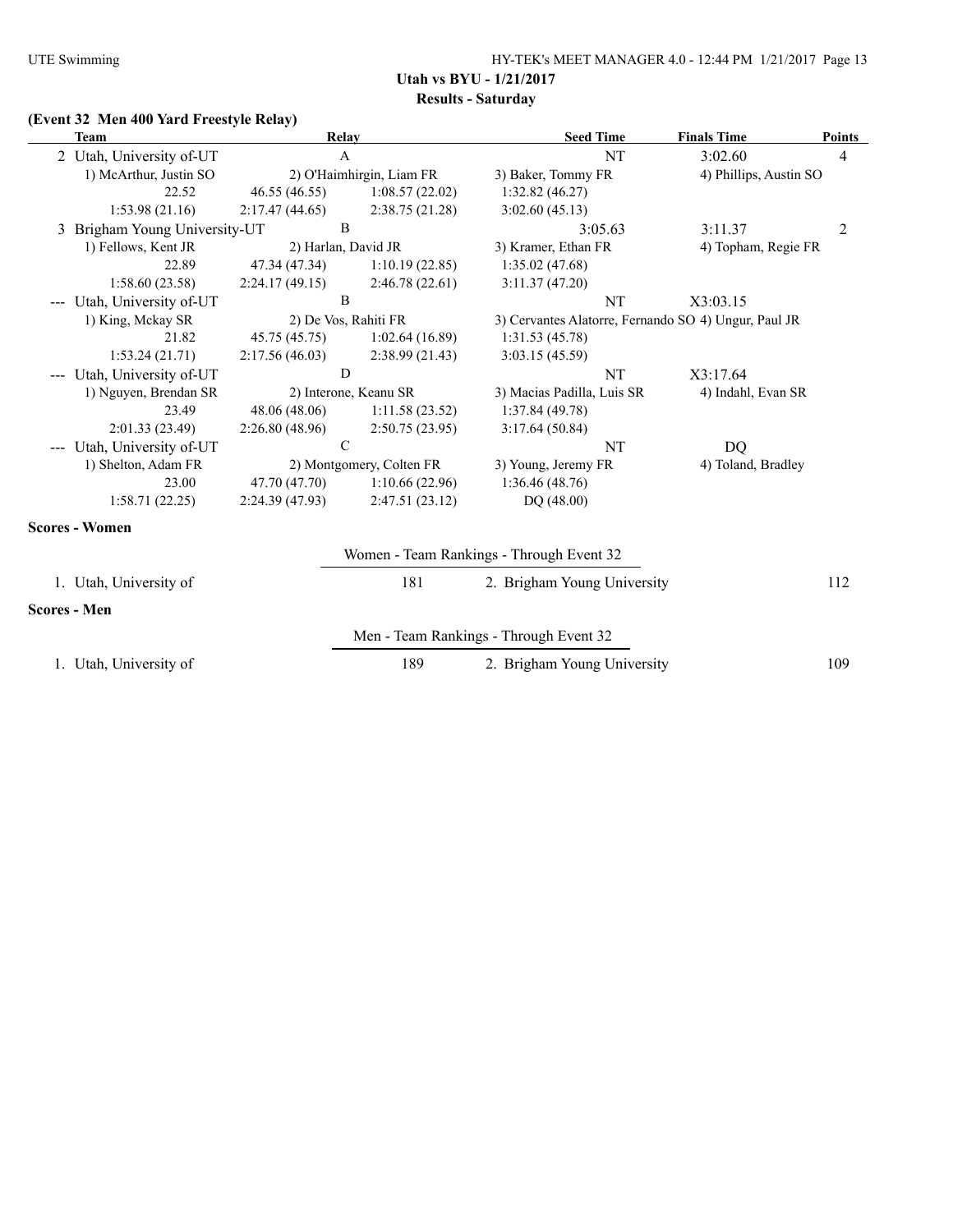**Utah vs BYU - 1/21/2017**

**Results - Saturday**

**(Event 32 Men 400 Yard Freestyle Relay)**

| Team | Relay | Seed Time | Finals Time | Points |
|---|---|---|---|---|
| 2 Utah, University of-UT | A | NT | 3:02.60 | 4 |
| 1) McArthur, Justin SO | 2) O'Haimhirgin, Liam FR | 3) Baker, Tommy FR | 4) Phillips, Austin SO | |
| 22.52 | 46.55 (46.55) | 1:08.57 (22.02) | 1:32.82 (46.27) | |
| 1:53.98 (21.16) | 2:17.47 (44.65) | 2:38.75 (21.28) | 3:02.60 (45.13) | |
| 3 Brigham Young University-UT | B | 3:05.63 | 3:11.37 | 2 |
| 1) Fellows, Kent JR | 2) Harlan, David JR | 3) Kramer, Ethan FR | 4) Topham, Regie FR | |
| 22.89 | 47.34 (47.34) | 1:10.19 (22.85) | 1:35.02 (47.68) | |
| 1:58.60 (23.58) | 2:24.17 (49.15) | 2:46.78 (22.61) | 3:11.37 (47.20) | |
| --- Utah, University of-UT | B | NT | X3:03.15 | |
| 1) King, Mckay SR | 2) De Vos, Rahiti FR | 3) Cervantes Alatorre, Fernando SO | 4) Ungur, Paul JR | |
| 21.82 | 45.75 (45.75) | 1:02.64 (16.89) | 1:31.53 (45.78) | |
| 1:53.24 (21.71) | 2:17.56 (46.03) | 2:38.99 (21.43) | 3:03.15 (45.59) | |
| --- Utah, University of-UT | D | NT | X3:17.64 | |
| 1) Nguyen, Brendan SR | 2) Interone, Keanu SR | 3) Macias Padilla, Luis SR | 4) Indahl, Evan SR | |
| 23.49 | 48.06 (48.06) | 1:11.58 (23.52) | 1:37.84 (49.78) | |
| 2:01.33 (23.49) | 2:26.80 (48.96) | 2:50.75 (23.95) | 3:17.64 (50.84) | |
| --- Utah, University of-UT | C | NT | DQ | |
| 1) Shelton, Adam FR | 2) Montgomery, Colten FR | 3) Young, Jeremy FR | 4) Toland, Bradley | |
| 23.00 | 47.70 (47.70) | 1:10.66 (22.96) | 1:36.46 (48.76) | |
| 1:58.71 (22.25) | 2:24.39 (47.93) | 2:47.51 (23.12) | DQ (48.00) | |

**Scores - Women**

Women - Team Rankings - Through Event 32

| | | | |
|---|---|---|---|
| 1. Utah, University of | 181 | 2. Brigham Young University | 112 |

**Scores - Men**

Men - Team Rankings - Through Event 32

| | | | |
|---|---|---|---|
| 1. Utah, University of | 189 | 2. Brigham Young University | 109 |